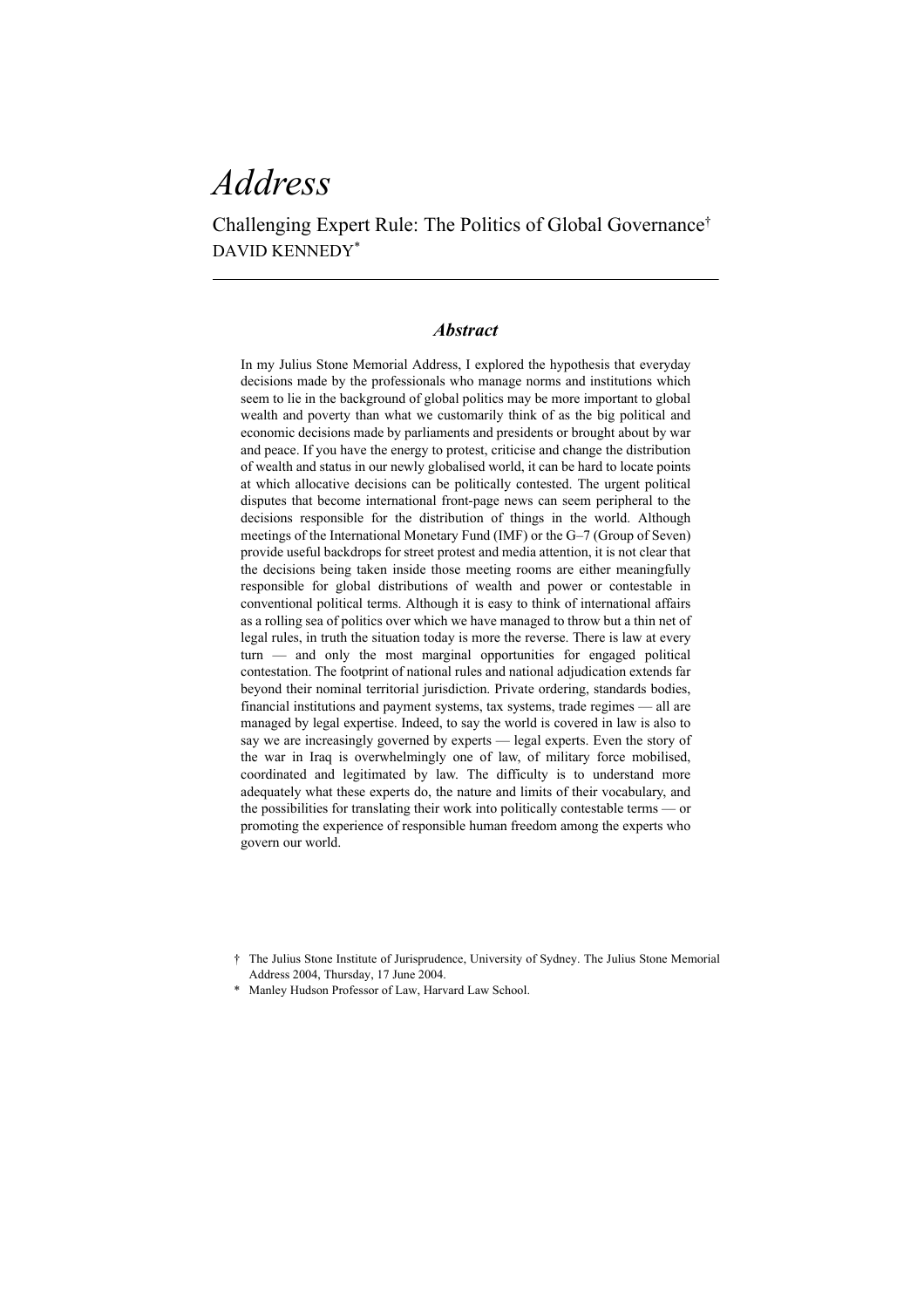# *Address*

## Challenging Expert Rule: The Politics of Global Governance†

DAVID KENNEDY*

### *Abstract*

In my Julius Stone Memorial Address, I explored the hypothesis that everyday decisions made by the professionals who manage norms and institutions which seem to lie in the background of global politics may be more important to global wealth and poverty than what we customarily think of as the big political and economic decisions made by parliaments and presidents or brought about by war and peace. If you have the energy to protest, criticise and change the distribution of wealth and status in our newly globalised world, it can be hard to locate points at which allocative decisions can be politically contested. The urgent political disputes that become international front-page news can seem peripheral to the decisions responsible for the distribution of things in the world. Although meetings of the International Monetary Fund (IMF) or the G–7 (Group of Seven) provide useful backdrops for street protest and media attention, it is not clear that the decisions being taken inside those meeting rooms are either meaningfully responsible for global distributions of wealth and power or contestable in conventional political terms. Although it is easy to think of international affairs as a rolling sea of politics over which we have managed to throw but a thin net of legal rules, in truth the situation today is more the reverse. There is law at every turn — and only the most marginal opportunities for engaged political contestation. The footprint of national rules and national adjudication extends far beyond their nominal territorial jurisdiction. Private ordering, standards bodies, financial institutions and payment systems, tax systems, trade regimes — all are managed by legal expertise. Indeed, to say the world is covered in law is also to say we are increasingly governed by experts — legal experts. Even the story of the war in Iraq is overwhelmingly one of law, of military force mobilised, coordinated and legitimated by law. The difficulty is to understand more adequately what these experts do, the nature and limits of their vocabulary, and the possibilities for translating their work into politically contestable terms — or promoting the experience of responsible human freedom among the experts who govern our world.

† The Julius Stone Institute of Jurisprudence, University of Sydney. The Julius Stone Memorial Address 2004, Thursday, 17 June 2004.

\* Manley Hudson Professor of Law, Harvard Law School.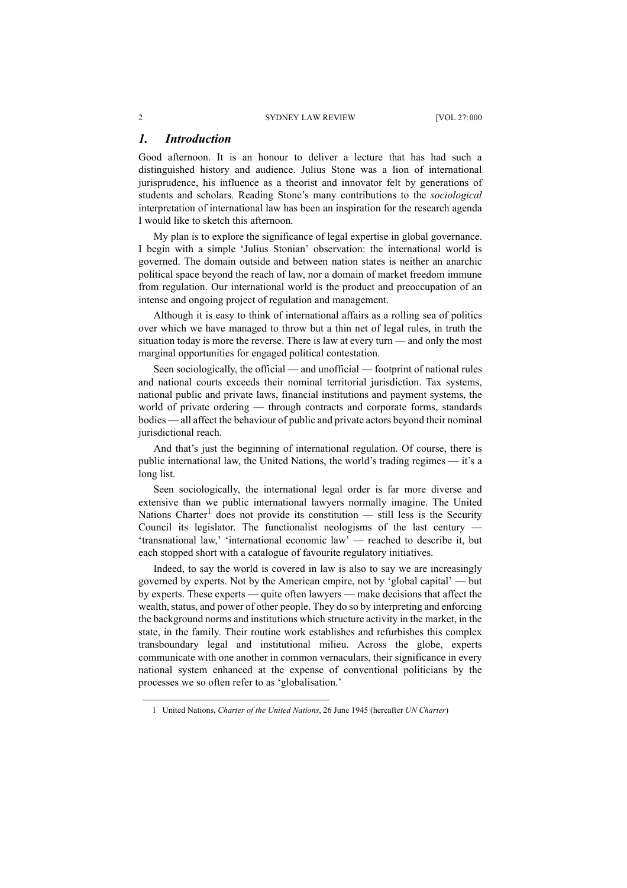## *1. Introduction*

Good afternoon. It is an honour to deliver a lecture that has had such a distinguished history and audience. Julius Stone was a lion of international jurisprudence, his influence as a theorist and innovator felt by generations of students and scholars. Reading Stone's many contributions to the *sociological* interpretation of international law has been an inspiration for the research agenda I would like to sketch this afternoon.

My plan is to explore the significance of legal expertise in global governance. I begin with a simple 'Julius Stonian' observation: the international world is governed. The domain outside and between nation states is neither an anarchic political space beyond the reach of law, nor a domain of market freedom immune from regulation. Our international world is the product and preoccupation of an intense and ongoing project of regulation and management.

Although it is easy to think of international affairs as a rolling sea of politics over which we have managed to throw but a thin net of legal rules, in truth the situation today is more the reverse. There is law at every turn — and only the most marginal opportunities for engaged political contestation.

Seen sociologically, the official — and unofficial — footprint of national rules and national courts exceeds their nominal territorial jurisdiction. Tax systems, national public and private laws, financial institutions and payment systems, the world of private ordering — through contracts and corporate forms, standards bodies — all affect the behaviour of public and private actors beyond their nominal jurisdictional reach.

And that's just the beginning of international regulation. Of course, there is public international law, the United Nations, the world's trading regimes — it's a long list.

Seen sociologically, the international legal order is far more diverse and extensive than we public international lawyers normally imagine. The United Nations Charter[1] does not provide its constitution — still less is the Security Council its legislator. The functionalist neologisms of the last century — 'transnational law,' 'international economic law' — reached to describe it, but each stopped short with a catalogue of favourite regulatory initiatives.

Indeed, to say the world is covered in law is also to say we are increasingly governed by experts. Not by the American empire, not by 'global capital' — but by experts. These experts — quite often lawyers — make decisions that affect the wealth, status, and power of other people. They do so by interpreting and enforcing the background norms and institutions which structure activity in the market, in the state, in the family. Their routine work establishes and refurbishes this complex transboundary legal and institutional milieu. Across the globe, experts communicate with one another in common vernaculars, their significance in every national system enhanced at the expense of conventional politicians by the processes we so often refer to as 'globalisation.'

1 United Nations, *Charter of the United Nations*, 26 June 1945 (hereafter *UN Charter*)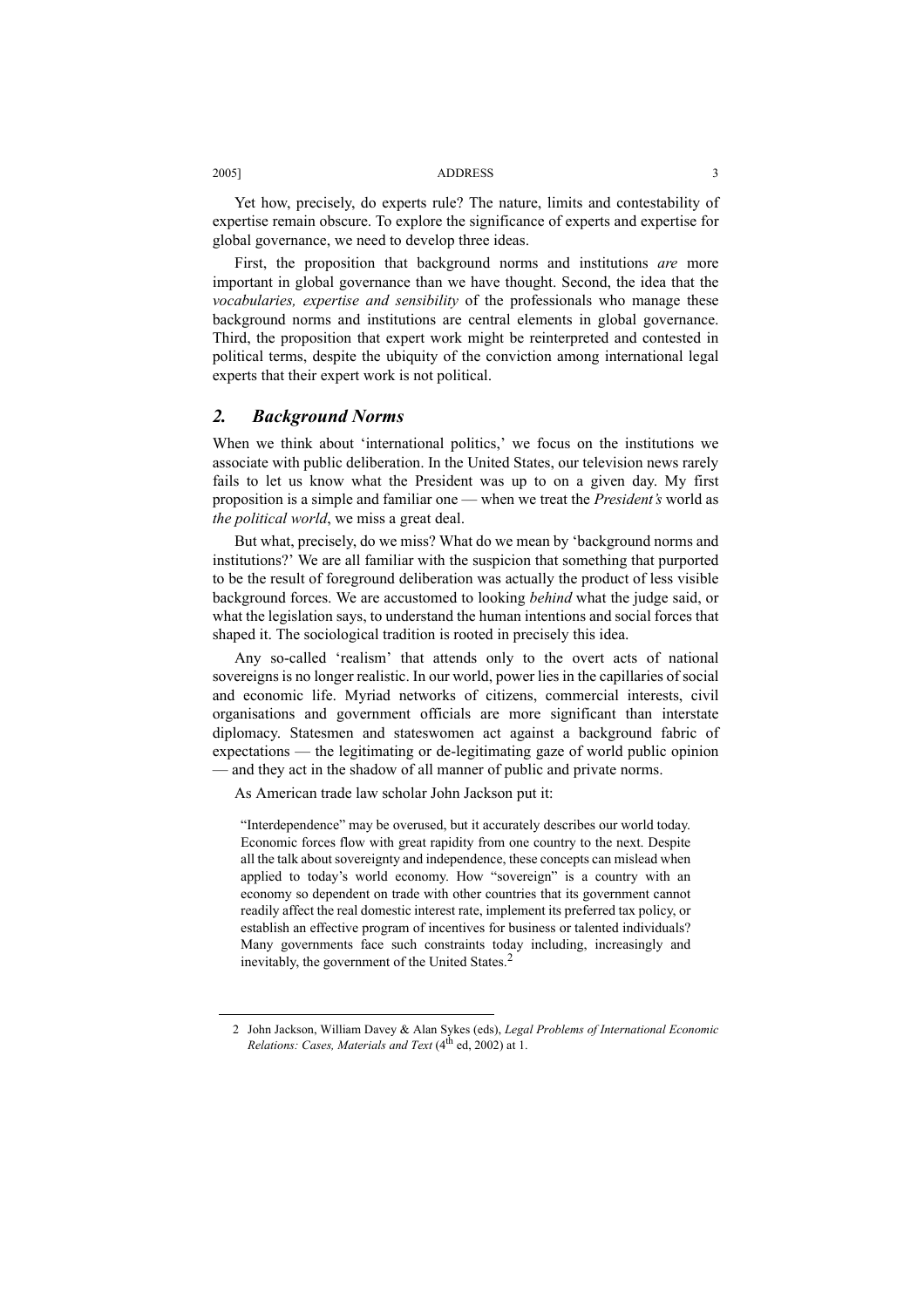Yet how, precisely, do experts rule? The nature, limits and contestability of expertise remain obscure. To explore the significance of experts and expertise for global governance, we need to develop three ideas.

First, the proposition that background norms and institutions *are* more important in global governance than we have thought. Second, the idea that the *vocabularies, expertise and sensibility* of the professionals who manage these background norms and institutions are central elements in global governance. Third, the proposition that expert work might be reinterpreted and contested in political terms, despite the ubiquity of the conviction among international legal experts that their expert work is not political.

## 2. Background Norms

When we think about 'international politics,' we focus on the institutions we associate with public deliberation. In the United States, our television news rarely fails to let us know what the President was up to on a given day. My first proposition is a simple and familiar one — when we treat the *President's* world as *the political world*, we miss a great deal.

But what, precisely, do we miss? What do we mean by 'background norms and institutions?' We are all familiar with the suspicion that something that purported to be the result of foreground deliberation was actually the product of less visible background forces. We are accustomed to looking *behind* what the judge said, or what the legislation says, to understand the human intentions and social forces that shaped it. The sociological tradition is rooted in precisely this idea.

Any so-called 'realism' that attends only to the overt acts of national sovereigns is no longer realistic. In our world, power lies in the capillaries of social and economic life. Myriad networks of citizens, commercial interests, civil organisations and government officials are more significant than interstate diplomacy. Statesmen and stateswomen act against a background fabric of expectations — the legitimating or de-legitimating gaze of world public opinion — and they act in the shadow of all manner of public and private norms.

As American trade law scholar John Jackson put it:

> "Interdependence" may be overused, but it accurately describes our world today. Economic forces flow with great rapidity from one country to the next. Despite all the talk about sovereignty and independence, these concepts can mislead when applied to today's world economy. How "sovereign" is a country with an economy so dependent on trade with other countries that its government cannot readily affect the real domestic interest rate, implement its preferred tax policy, or establish an effective program of incentives for business or talented individuals? Many governments face such constraints today including, increasingly and inevitably, the government of the United States.[2]

---

2 John Jackson, William Davey & Alan Sykes (eds), *Legal Problems of International Economic Relations: Cases, Materials and Text* (4th ed, 2002) at 1.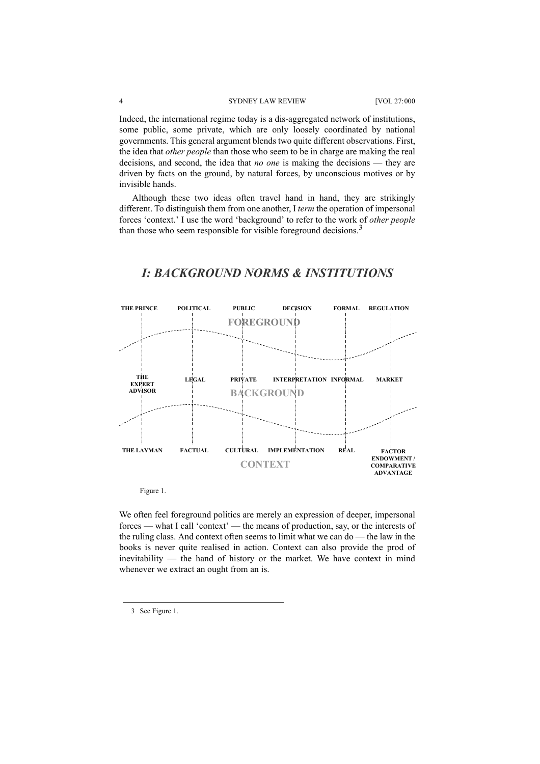Indeed, the international regime today is a dis-aggregated network of institutions, some public, some private, which are only loosely coordinated by national governments. This general argument blends two quite different observations. First, the idea that *other people* than those who seem to be in charge are making the real decisions, and second, the idea that *no one* is making the decisions — they are driven by facts on the ground, by natural forces, by unconscious motives or by invisible hands.

Although these two ideas often travel hand in hand, they are strikingly different. To distinguish them from one another, I *term* the operation of impersonal forces 'context.' I use the word 'background' to refer to the work of *other people* than those who seem responsible for visible foreground decisions.[3]

## *I: BACKGROUND NORMS & INSTITUTIONS*

**THE PRINCE** | **POLITICAL** | **PUBLIC** | **DECISION** | **FORMAL** | **REGULATION**

**FOREGROUND**

**THE EXPERT ADVISOR** | **LEGAL** | **PRIVATE** | **INTERPRETATION** | **INFORMAL** | **MARKET**

**BACKGROUND**

**THE LAYMAN** | **FACTUAL** | **CULTURAL** | **IMPLEMENTATION** | **REAL** | **FACTOR ENDOWMENT / COMPARATIVE ADVANTAGE**

**CONTEXT**

Figure 1.

We often feel foreground politics are merely an expression of deeper, impersonal forces — what I call 'context' — the means of production, say, or the interests of the ruling class. And context often seems to limit what we can do — the law in the books is never quite realised in action. Context can also provide the prod of inevitability — the hand of history or the market. We have context in mind whenever we extract an ought from an is.

---

3 See Figure 1.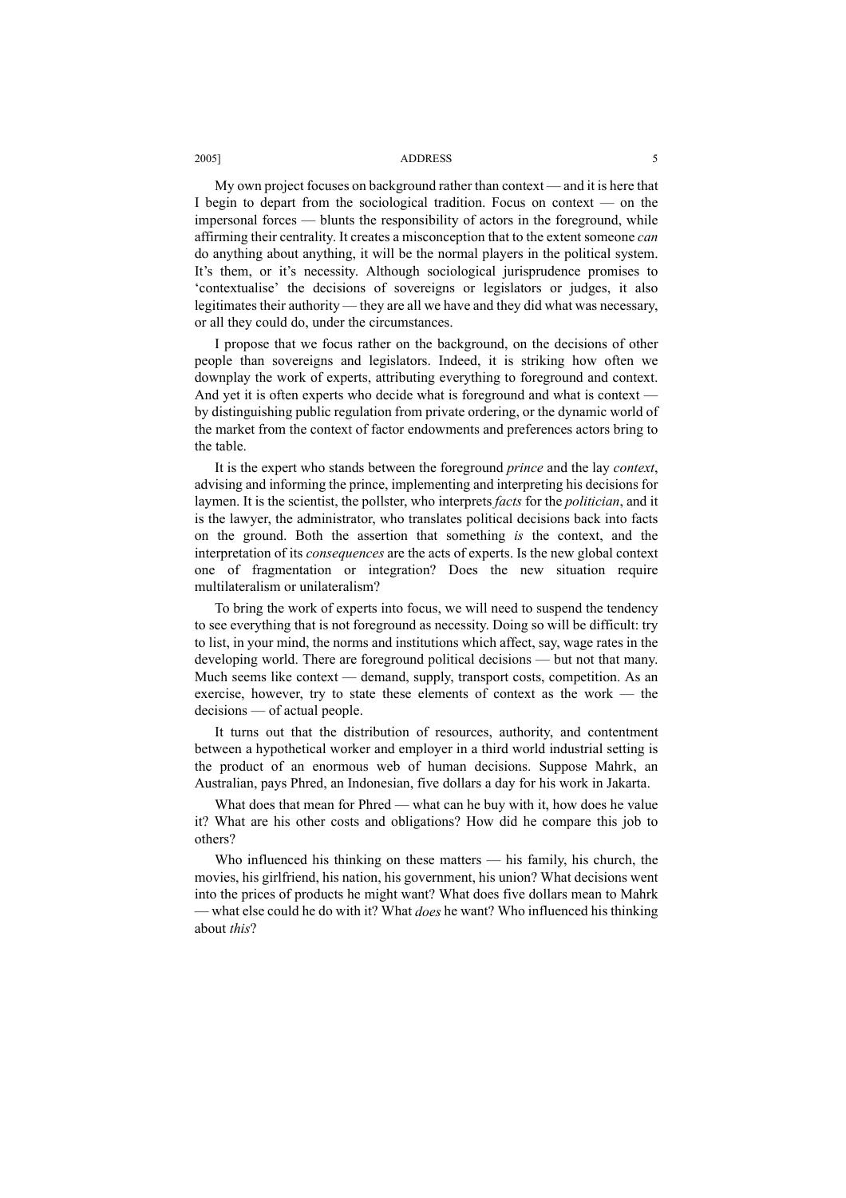My own project focuses on background rather than context — and it is here that I begin to depart from the sociological tradition. Focus on context — on the impersonal forces — blunts the responsibility of actors in the foreground, while affirming their centrality. It creates a misconception that to the extent someone *can* do anything about anything, it will be the normal players in the political system. It's them, or it's necessity. Although sociological jurisprudence promises to 'contextualise' the decisions of sovereigns or legislators or judges, it also legitimates their authority — they are all we have and they did what was necessary, or all they could do, under the circumstances.

I propose that we focus rather on the background, on the decisions of other people than sovereigns and legislators. Indeed, it is striking how often we downplay the work of experts, attributing everything to foreground and context. And yet it is often experts who decide what is foreground and what is context — by distinguishing public regulation from private ordering, or the dynamic world of the market from the context of factor endowments and preferences actors bring to the table.

It is the expert who stands between the foreground *prince* and the lay *context*, advising and informing the prince, implementing and interpreting his decisions for laymen. It is the scientist, the pollster, who interprets *facts* for the *politician*, and it is the lawyer, the administrator, who translates political decisions back into facts on the ground. Both the assertion that something *is* the context, and the interpretation of its *consequences* are the acts of experts. Is the new global context one of fragmentation or integration? Does the new situation require multilateralism or unilateralism?

To bring the work of experts into focus, we will need to suspend the tendency to see everything that is not foreground as necessity. Doing so will be difficult: try to list, in your mind, the norms and institutions which affect, say, wage rates in the developing world. There are foreground political decisions — but not that many. Much seems like context — demand, supply, transport costs, competition. As an exercise, however, try to state these elements of context as the work — the decisions — of actual people.

It turns out that the distribution of resources, authority, and contentment between a hypothetical worker and employer in a third world industrial setting is the product of an enormous web of human decisions. Suppose Mahrk, an Australian, pays Phred, an Indonesian, five dollars a day for his work in Jakarta.

What does that mean for Phred — what can he buy with it, how does he value it? What are his other costs and obligations? How did he compare this job to others?

Who influenced his thinking on these matters — his family, his church, the movies, his girlfriend, his nation, his government, his union? What decisions went into the prices of products he might want? What does five dollars mean to Mahrk — what else could he do with it? What *does* he want? Who influenced his thinking about *this*?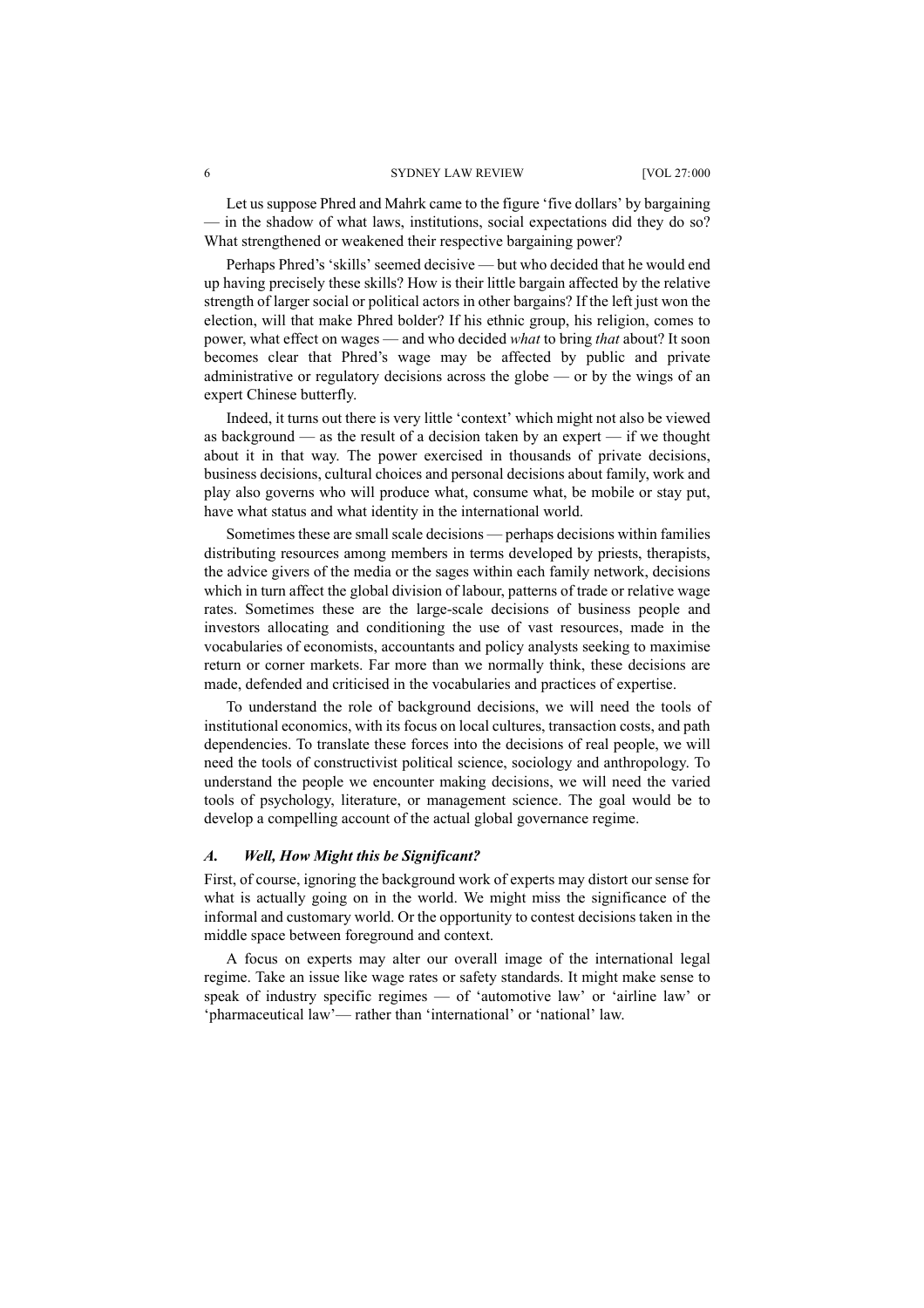Let us suppose Phred and Mahrk came to the figure 'five dollars' by bargaining — in the shadow of what laws, institutions, social expectations did they do so? What strengthened or weakened their respective bargaining power?

Perhaps Phred's 'skills' seemed decisive — but who decided that he would end up having precisely these skills? How is their little bargain affected by the relative strength of larger social or political actors in other bargains? If the left just won the election, will that make Phred bolder? If his ethnic group, his religion, comes to power, what effect on wages — and who decided *what* to bring *that* about? It soon becomes clear that Phred's wage may be affected by public and private administrative or regulatory decisions across the globe — or by the wings of an expert Chinese butterfly.

Indeed, it turns out there is very little 'context' which might not also be viewed as background — as the result of a decision taken by an expert — if we thought about it in that way. The power exercised in thousands of private decisions, business decisions, cultural choices and personal decisions about family, work and play also governs who will produce what, consume what, be mobile or stay put, have what status and what identity in the international world.

Sometimes these are small scale decisions — perhaps decisions within families distributing resources among members in terms developed by priests, therapists, the advice givers of the media or the sages within each family network, decisions which in turn affect the global division of labour, patterns of trade or relative wage rates. Sometimes these are the large-scale decisions of business people and investors allocating and conditioning the use of vast resources, made in the vocabularies of economists, accountants and policy analysts seeking to maximise return or corner markets. Far more than we normally think, these decisions are made, defended and criticised in the vocabularies and practices of expertise.

To understand the role of background decisions, we will need the tools of institutional economics, with its focus on local cultures, transaction costs, and path dependencies. To translate these forces into the decisions of real people, we will need the tools of constructivist political science, sociology and anthropology. To understand the people we encounter making decisions, we will need the varied tools of psychology, literature, or management science. The goal would be to develop a compelling account of the actual global governance regime.

### *A. Well, How Might this be Significant?*

First, of course, ignoring the background work of experts may distort our sense for what is actually going on in the world. We might miss the significance of the informal and customary world. Or the opportunity to contest decisions taken in the middle space between foreground and context.

A focus on experts may alter our overall image of the international legal regime. Take an issue like wage rates or safety standards. It might make sense to speak of industry specific regimes — of 'automotive law' or 'airline law' or 'pharmaceutical law'— rather than 'international' or 'national' law.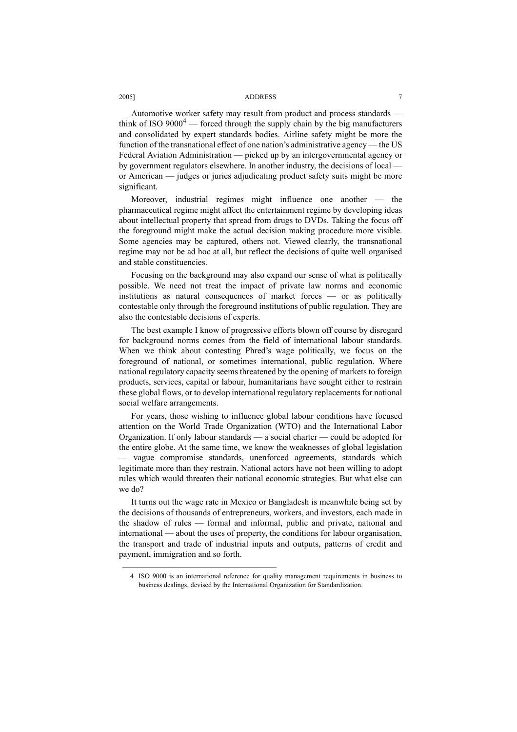Automotive worker safety may result from product and process standards — think of ISO 9000[4] — forced through the supply chain by the big manufacturers and consolidated by expert standards bodies. Airline safety might be more the function of the transnational effect of one nation's administrative agency — the US Federal Aviation Administration — picked up by an intergovernmental agency or by government regulators elsewhere. In another industry, the decisions of local — or American — judges or juries adjudicating product safety suits might be more significant.

Moreover, industrial regimes might influence one another — the pharmaceutical regime might affect the entertainment regime by developing ideas about intellectual property that spread from drugs to DVDs. Taking the focus off the foreground might make the actual decision making procedure more visible. Some agencies may be captured, others not. Viewed clearly, the transnational regime may not be ad hoc at all, but reflect the decisions of quite well organised and stable constituencies.

Focusing on the background may also expand our sense of what is politically possible. We need not treat the impact of private law norms and economic institutions as natural consequences of market forces — or as politically contestable only through the foreground institutions of public regulation. They are also the contestable decisions of experts.

The best example I know of progressive efforts blown off course by disregard for background norms comes from the field of international labour standards. When we think about contesting Phred's wage politically, we focus on the foreground of national, or sometimes international, public regulation. Where national regulatory capacity seems threatened by the opening of markets to foreign products, services, capital or labour, humanitarians have sought either to restrain these global flows, or to develop international regulatory replacements for national social welfare arrangements.

For years, those wishing to influence global labour conditions have focused attention on the World Trade Organization (WTO) and the International Labor Organization. If only labour standards — a social charter — could be adopted for the entire globe. At the same time, we know the weaknesses of global legislation — vague compromise standards, unenforced agreements, standards which legitimate more than they restrain. National actors have not been willing to adopt rules which would threaten their national economic strategies. But what else can we do?

It turns out the wage rate in Mexico or Bangladesh is meanwhile being set by the decisions of thousands of entrepreneurs, workers, and investors, each made in the shadow of rules — formal and informal, public and private, national and international — about the uses of property, the conditions for labour organisation, the transport and trade of industrial inputs and outputs, patterns of credit and payment, immigration and so forth.

---

4 ISO 9000 is an international reference for quality management requirements in business to business dealings, devised by the International Organization for Standardization.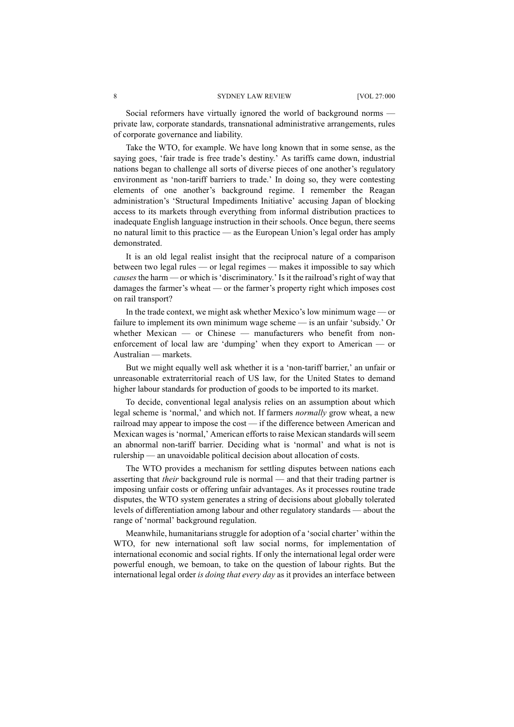Social reformers have virtually ignored the world of background norms — private law, corporate standards, transnational administrative arrangements, rules of corporate governance and liability.

Take the WTO, for example. We have long known that in some sense, as the saying goes, 'fair trade is free trade's destiny.' As tariffs came down, industrial nations began to challenge all sorts of diverse pieces of one another's regulatory environment as 'non-tariff barriers to trade.' In doing so, they were contesting elements of one another's background regime. I remember the Reagan administration's 'Structural Impediments Initiative' accusing Japan of blocking access to its markets through everything from informal distribution practices to inadequate English language instruction in their schools. Once begun, there seems no natural limit to this practice — as the European Union's legal order has amply demonstrated.

It is an old legal realist insight that the reciprocal nature of a comparison between two legal rules — or legal regimes — makes it impossible to say which *causes* the harm — or which is 'discriminatory.' Is it the railroad's right of way that damages the farmer's wheat — or the farmer's property right which imposes cost on rail transport?

In the trade context, we might ask whether Mexico's low minimum wage — or failure to implement its own minimum wage scheme — is an unfair 'subsidy.' Or whether Mexican — or Chinese — manufacturers who benefit from non-enforcement of local law are 'dumping' when they export to American — or Australian — markets.

But we might equally well ask whether it is a 'non-tariff barrier,' an unfair or unreasonable extraterritorial reach of US law, for the United States to demand higher labour standards for production of goods to be imported to its market.

To decide, conventional legal analysis relies on an assumption about which legal scheme is 'normal,' and which not. If farmers *normally* grow wheat, a new railroad may appear to impose the cost — if the difference between American and Mexican wages is 'normal,' American efforts to raise Mexican standards will seem an abnormal non-tariff barrier. Deciding what is 'normal' and what is not is rulership — an unavoidable political decision about allocation of costs.

The WTO provides a mechanism for settling disputes between nations each asserting that *their* background rule is normal — and that their trading partner is imposing unfair costs or offering unfair advantages. As it processes routine trade disputes, the WTO system generates a string of decisions about globally tolerated levels of differentiation among labour and other regulatory standards — about the range of 'normal' background regulation.

Meanwhile, humanitarians struggle for adoption of a 'social charter' within the WTO, for new international soft law social norms, for implementation of international economic and social rights. If only the international legal order were powerful enough, we bemoan, to take on the question of labour rights. But the international legal order *is doing that every day* as it provides an interface between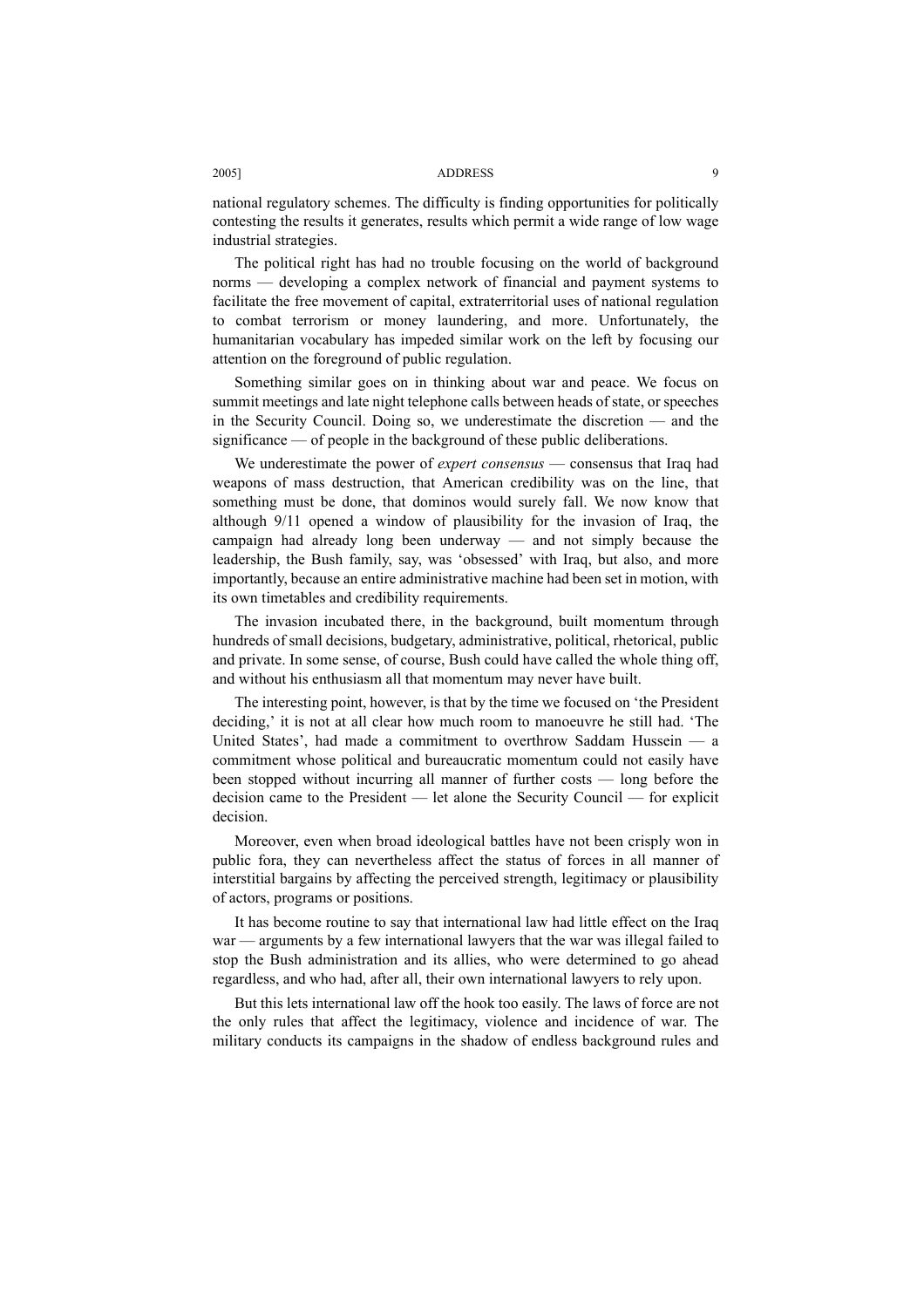national regulatory schemes. The difficulty is finding opportunities for politically contesting the results it generates, results which permit a wide range of low wage industrial strategies.

The political right has had no trouble focusing on the world of background norms — developing a complex network of financial and payment systems to facilitate the free movement of capital, extraterritorial uses of national regulation to combat terrorism or money laundering, and more. Unfortunately, the humanitarian vocabulary has impeded similar work on the left by focusing our attention on the foreground of public regulation.

Something similar goes on in thinking about war and peace. We focus on summit meetings and late night telephone calls between heads of state, or speeches in the Security Council. Doing so, we underestimate the discretion — and the significance — of people in the background of these public deliberations.

We underestimate the power of *expert consensus* — consensus that Iraq had weapons of mass destruction, that American credibility was on the line, that something must be done, that dominos would surely fall. We now know that although 9/11 opened a window of plausibility for the invasion of Iraq, the campaign had already long been underway — and not simply because the leadership, the Bush family, say, was 'obsessed' with Iraq, but also, and more importantly, because an entire administrative machine had been set in motion, with its own timetables and credibility requirements.

The invasion incubated there, in the background, built momentum through hundreds of small decisions, budgetary, administrative, political, rhetorical, public and private. In some sense, of course, Bush could have called the whole thing off, and without his enthusiasm all that momentum may never have built.

The interesting point, however, is that by the time we focused on 'the President deciding,' it is not at all clear how much room to manoeuvre he still had. 'The United States', had made a commitment to overthrow Saddam Hussein — a commitment whose political and bureaucratic momentum could not easily have been stopped without incurring all manner of further costs — long before the decision came to the President — let alone the Security Council — for explicit decision.

Moreover, even when broad ideological battles have not been crisply won in public fora, they can nevertheless affect the status of forces in all manner of interstitial bargains by affecting the perceived strength, legitimacy or plausibility of actors, programs or positions.

It has become routine to say that international law had little effect on the Iraq war — arguments by a few international lawyers that the war was illegal failed to stop the Bush administration and its allies, who were determined to go ahead regardless, and who had, after all, their own international lawyers to rely upon.

But this lets international law off the hook too easily. The laws of force are not the only rules that affect the legitimacy, violence and incidence of war. The military conducts its campaigns in the shadow of endless background rules and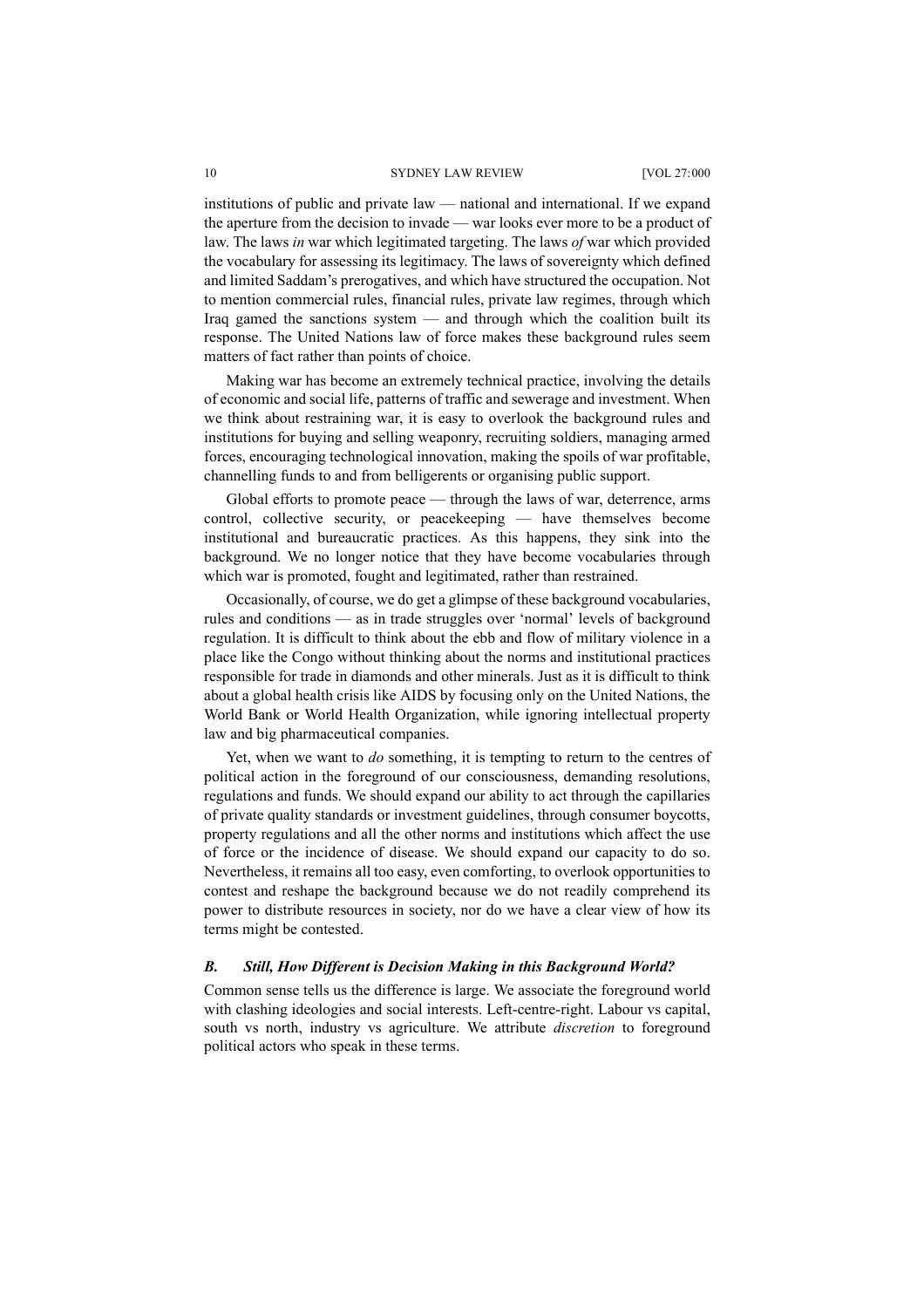institutions of public and private law — national and international. If we expand the aperture from the decision to invade — war looks ever more to be a product of law. The laws *in* war which legitimated targeting. The laws *of* war which provided the vocabulary for assessing its legitimacy. The laws of sovereignty which defined and limited Saddam's prerogatives, and which have structured the occupation. Not to mention commercial rules, financial rules, private law regimes, through which Iraq gamed the sanctions system — and through which the coalition built its response. The United Nations law of force makes these background rules seem matters of fact rather than points of choice.

Making war has become an extremely technical practice, involving the details of economic and social life, patterns of traffic and sewerage and investment. When we think about restraining war, it is easy to overlook the background rules and institutions for buying and selling weaponry, recruiting soldiers, managing armed forces, encouraging technological innovation, making the spoils of war profitable, channelling funds to and from belligerents or organising public support.

Global efforts to promote peace — through the laws of war, deterrence, arms control, collective security, or peacekeeping — have themselves become institutional and bureaucratic practices. As this happens, they sink into the background. We no longer notice that they have become vocabularies through which war is promoted, fought and legitimated, rather than restrained.

Occasionally, of course, we do get a glimpse of these background vocabularies, rules and conditions — as in trade struggles over 'normal' levels of background regulation. It is difficult to think about the ebb and flow of military violence in a place like the Congo without thinking about the norms and institutional practices responsible for trade in diamonds and other minerals. Just as it is difficult to think about a global health crisis like AIDS by focusing only on the United Nations, the World Bank or World Health Organization, while ignoring intellectual property law and big pharmaceutical companies.

Yet, when we want to *do* something, it is tempting to return to the centres of political action in the foreground of our consciousness, demanding resolutions, regulations and funds. We should expand our ability to act through the capillaries of private quality standards or investment guidelines, through consumer boycotts, property regulations and all the other norms and institutions which affect the use of force or the incidence of disease. We should expand our capacity to do so. Nevertheless, it remains all too easy, even comforting, to overlook opportunities to contest and reshape the background because we do not readily comprehend its power to distribute resources in society, nor do we have a clear view of how its terms might be contested.

### *B. Still, How Different is Decision Making in this Background World?*

Common sense tells us the difference is large. We associate the foreground world with clashing ideologies and social interests. Left-centre-right. Labour vs capital, south vs north, industry vs agriculture. We attribute *discretion* to foreground political actors who speak in these terms.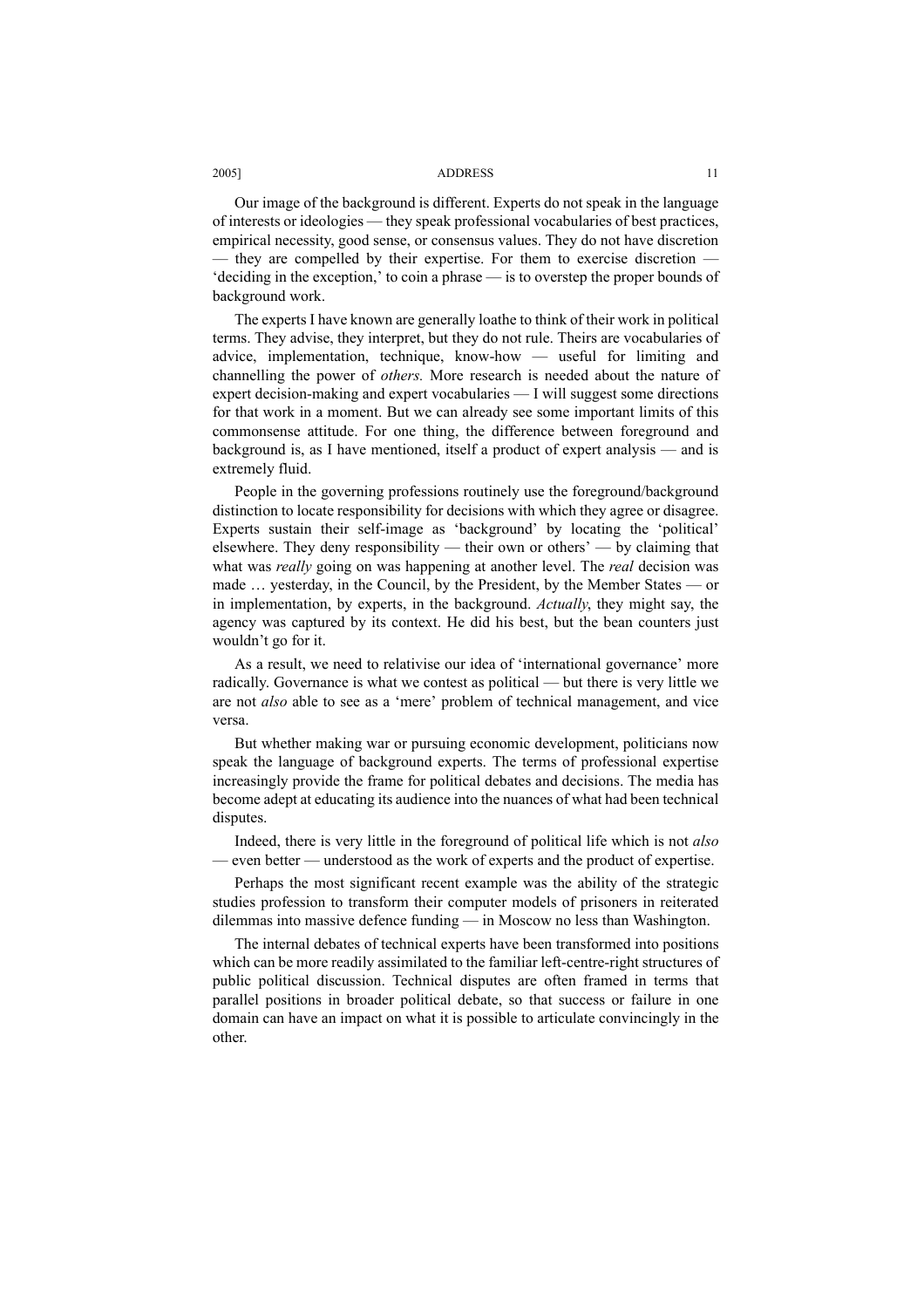Our image of the background is different. Experts do not speak in the language of interests or ideologies — they speak professional vocabularies of best practices, empirical necessity, good sense, or consensus values. They do not have discretion — they are compelled by their expertise. For them to exercise discretion — 'deciding in the exception,' to coin a phrase — is to overstep the proper bounds of background work.

The experts I have known are generally loathe to think of their work in political terms. They advise, they interpret, but they do not rule. Theirs are vocabularies of advice, implementation, technique, know-how — useful for limiting and channelling the power of *others.* More research is needed about the nature of expert decision-making and expert vocabularies — I will suggest some directions for that work in a moment. But we can already see some important limits of this commonsense attitude. For one thing, the difference between foreground and background is, as I have mentioned, itself a product of expert analysis — and is extremely fluid.

People in the governing professions routinely use the foreground/background distinction to locate responsibility for decisions with which they agree or disagree. Experts sustain their self-image as 'background' by locating the 'political' elsewhere. They deny responsibility — their own or others' — by claiming that what was *really* going on was happening at another level. The *real* decision was made … yesterday, in the Council, by the President, by the Member States — or in implementation, by experts, in the background. *Actually*, they might say, the agency was captured by its context. He did his best, but the bean counters just wouldn't go for it.

As a result, we need to relativise our idea of 'international governance' more radically. Governance is what we contest as political — but there is very little we are not *also* able to see as a 'mere' problem of technical management, and vice versa.

But whether making war or pursuing economic development, politicians now speak the language of background experts. The terms of professional expertise increasingly provide the frame for political debates and decisions. The media has become adept at educating its audience into the nuances of what had been technical disputes.

Indeed, there is very little in the foreground of political life which is not *also* — even better — understood as the work of experts and the product of expertise.

Perhaps the most significant recent example was the ability of the strategic studies profession to transform their computer models of prisoners in reiterated dilemmas into massive defence funding — in Moscow no less than Washington.

The internal debates of technical experts have been transformed into positions which can be more readily assimilated to the familiar left-centre-right structures of public political discussion. Technical disputes are often framed in terms that parallel positions in broader political debate, so that success or failure in one domain can have an impact on what it is possible to articulate convincingly in the other.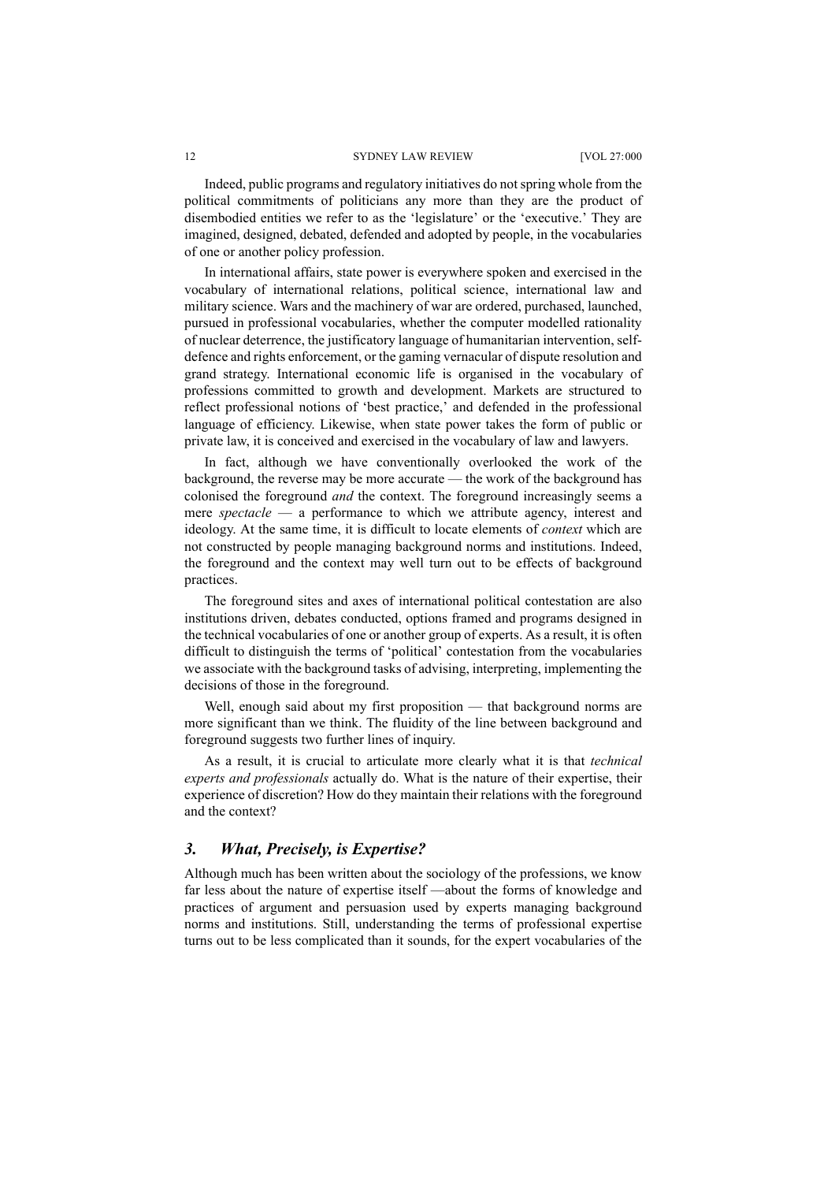Indeed, public programs and regulatory initiatives do not spring whole from the political commitments of politicians any more than they are the product of disembodied entities we refer to as the 'legislature' or the 'executive.' They are imagined, designed, debated, defended and adopted by people, in the vocabularies of one or another policy profession.

In international affairs, state power is everywhere spoken and exercised in the vocabulary of international relations, political science, international law and military science. Wars and the machinery of war are ordered, purchased, launched, pursued in professional vocabularies, whether the computer modelled rationality of nuclear deterrence, the justificatory language of humanitarian intervention, self-defence and rights enforcement, or the gaming vernacular of dispute resolution and grand strategy. International economic life is organised in the vocabulary of professions committed to growth and development. Markets are structured to reflect professional notions of 'best practice,' and defended in the professional language of efficiency. Likewise, when state power takes the form of public or private law, it is conceived and exercised in the vocabulary of law and lawyers.

In fact, although we have conventionally overlooked the work of the background, the reverse may be more accurate — the work of the background has colonised the foreground *and* the context. The foreground increasingly seems a mere *spectacle* — a performance to which we attribute agency, interest and ideology. At the same time, it is difficult to locate elements of *context* which are not constructed by people managing background norms and institutions. Indeed, the foreground and the context may well turn out to be effects of background practices.

The foreground sites and axes of international political contestation are also institutions driven, debates conducted, options framed and programs designed in the technical vocabularies of one or another group of experts. As a result, it is often difficult to distinguish the terms of 'political' contestation from the vocabularies we associate with the background tasks of advising, interpreting, implementing the decisions of those in the foreground.

Well, enough said about my first proposition — that background norms are more significant than we think. The fluidity of the line between background and foreground suggests two further lines of inquiry.

As a result, it is crucial to articulate more clearly what it is that *technical experts and professionals* actually do. What is the nature of their expertise, their experience of discretion? How do they maintain their relations with the foreground and the context?

## *3. What, Precisely, is Expertise?*

Although much has been written about the sociology of the professions, we know far less about the nature of expertise itself —about the forms of knowledge and practices of argument and persuasion used by experts managing background norms and institutions. Still, understanding the terms of professional expertise turns out to be less complicated than it sounds, for the expert vocabularies of the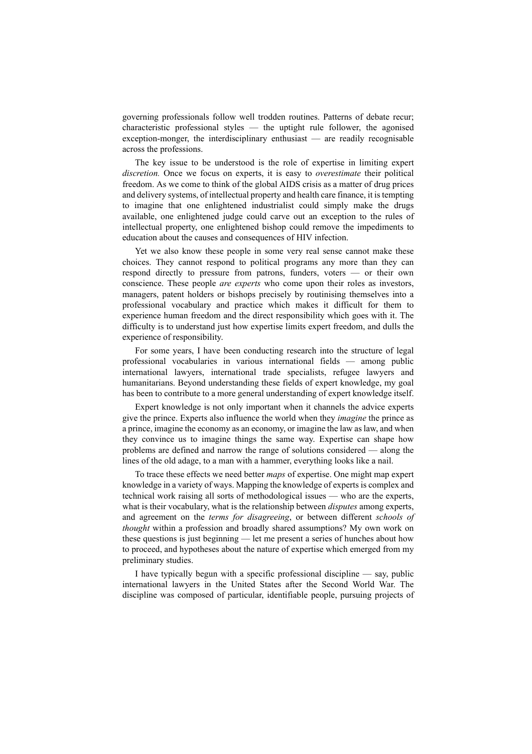governing professionals follow well trodden routines. Patterns of debate recur; characteristic professional styles — the uptight rule follower, the agonised exception-monger, the interdisciplinary enthusiast — are readily recognisable across the professions.

The key issue to be understood is the role of expertise in limiting expert *discretion.* Once we focus on experts, it is easy to *overestimate* their political freedom. As we come to think of the global AIDS crisis as a matter of drug prices and delivery systems, of intellectual property and health care finance, it is tempting to imagine that one enlightened industrialist could simply make the drugs available, one enlightened judge could carve out an exception to the rules of intellectual property, one enlightened bishop could remove the impediments to education about the causes and consequences of HIV infection.

Yet we also know these people in some very real sense cannot make these choices. They cannot respond to political programs any more than they can respond directly to pressure from patrons, funders, voters — or their own conscience. These people *are experts* who come upon their roles as investors, managers, patent holders or bishops precisely by routinising themselves into a professional vocabulary and practice which makes it difficult for them to experience human freedom and the direct responsibility which goes with it. The difficulty is to understand just how expertise limits expert freedom, and dulls the experience of responsibility.

For some years, I have been conducting research into the structure of legal professional vocabularies in various international fields — among public international lawyers, international trade specialists, refugee lawyers and humanitarians. Beyond understanding these fields of expert knowledge, my goal has been to contribute to a more general understanding of expert knowledge itself.

Expert knowledge is not only important when it channels the advice experts give the prince. Experts also influence the world when they *imagine* the prince as a prince, imagine the economy as an economy, or imagine the law as law, and when they convince us to imagine things the same way. Expertise can shape how problems are defined and narrow the range of solutions considered — along the lines of the old adage, to a man with a hammer, everything looks like a nail.

To trace these effects we need better *maps* of expertise. One might map expert knowledge in a variety of ways. Mapping the knowledge of experts is complex and technical work raising all sorts of methodological issues — who are the experts, what is their vocabulary, what is the relationship between *disputes* among experts, and agreement on the *terms for disagreeing*, or between different *schools of thought* within a profession and broadly shared assumptions? My own work on these questions is just beginning — let me present a series of hunches about how to proceed, and hypotheses about the nature of expertise which emerged from my preliminary studies.

I have typically begun with a specific professional discipline — say, public international lawyers in the United States after the Second World War. The discipline was composed of particular, identifiable people, pursuing projects of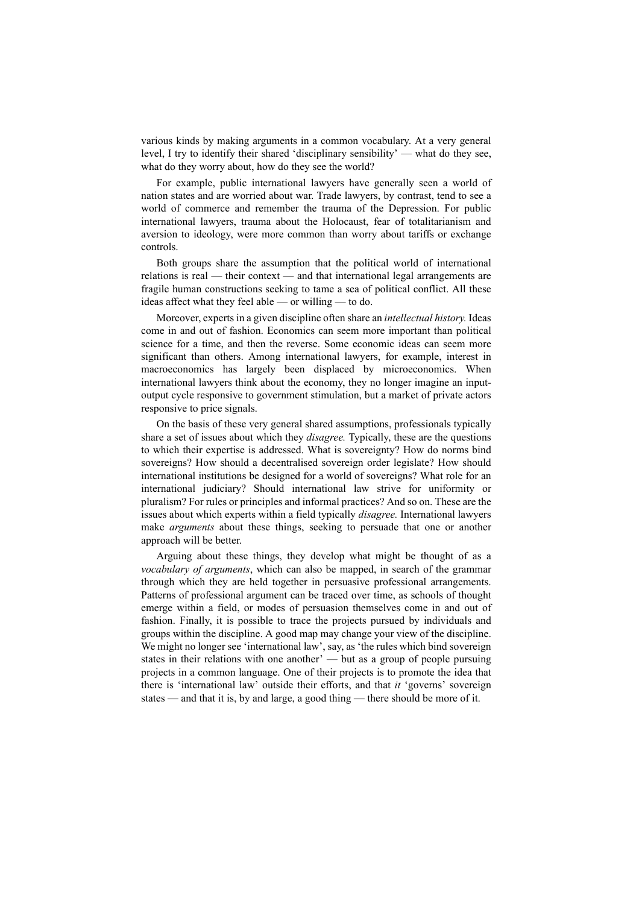various kinds by making arguments in a common vocabulary. At a very general level, I try to identify their shared 'disciplinary sensibility' — what do they see, what do they worry about, how do they see the world?

For example, public international lawyers have generally seen a world of nation states and are worried about war. Trade lawyers, by contrast, tend to see a world of commerce and remember the trauma of the Depression. For public international lawyers, trauma about the Holocaust, fear of totalitarianism and aversion to ideology, were more common than worry about tariffs or exchange controls.

Both groups share the assumption that the political world of international relations is real — their context — and that international legal arrangements are fragile human constructions seeking to tame a sea of political conflict. All these ideas affect what they feel able — or willing — to do.

Moreover, experts in a given discipline often share an *intellectual history.* Ideas come in and out of fashion. Economics can seem more important than political science for a time, and then the reverse. Some economic ideas can seem more significant than others. Among international lawyers, for example, interest in macroeconomics has largely been displaced by microeconomics. When international lawyers think about the economy, they no longer imagine an input-output cycle responsive to government stimulation, but a market of private actors responsive to price signals.

On the basis of these very general shared assumptions, professionals typically share a set of issues about which they *disagree.* Typically, these are the questions to which their expertise is addressed. What is sovereignty? How do norms bind sovereigns? How should a decentralised sovereign order legislate? How should international institutions be designed for a world of sovereigns? What role for an international judiciary? Should international law strive for uniformity or pluralism? For rules or principles and informal practices? And so on. These are the issues about which experts within a field typically *disagree.* International lawyers make *arguments* about these things, seeking to persuade that one or another approach will be better.

Arguing about these things, they develop what might be thought of as a *vocabulary of arguments*, which can also be mapped, in search of the grammar through which they are held together in persuasive professional arrangements. Patterns of professional argument can be traced over time, as schools of thought emerge within a field, or modes of persuasion themselves come in and out of fashion. Finally, it is possible to trace the projects pursued by individuals and groups within the discipline. A good map may change your view of the discipline. We might no longer see 'international law', say, as 'the rules which bind sovereign states in their relations with one another' — but as a group of people pursuing projects in a common language. One of their projects is to promote the idea that there is 'international law' outside their efforts, and that *it* 'governs' sovereign states — and that it is, by and large, a good thing — there should be more of it.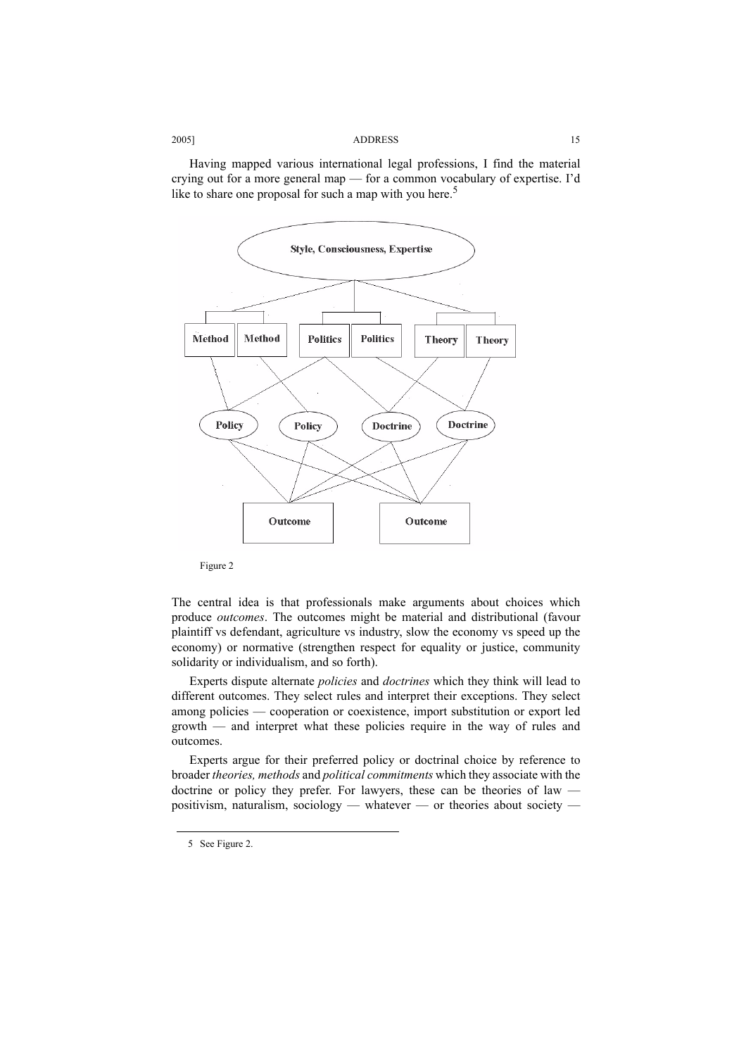Having mapped various international legal professions, I find the material crying out for a more general map — for a common vocabulary of expertise. I'd like to share one proposal for such a map with you here.[5]

Style, Consciousness, Expertise

Method | Method | Politics | Politics | Theory | Theory

Policy | Policy | Doctrine | Doctrine

Outcome | Outcome

Figure 2

The central idea is that professionals make arguments about choices which produce *outcomes*. The outcomes might be material and distributional (favour plaintiff vs defendant, agriculture vs industry, slow the economy vs speed up the economy) or normative (strengthen respect for equality or justice, community solidarity or individualism, and so forth).

Experts dispute alternate *policies* and *doctrines* which they think will lead to different outcomes. They select rules and interpret their exceptions. They select among policies — cooperation or coexistence, import substitution or export led growth — and interpret what these policies require in the way of rules and outcomes.

Experts argue for their preferred policy or doctrinal choice by reference to broader *theories, methods* and *political commitments* which they associate with the doctrine or policy they prefer. For lawyers, these can be theories of law — positivism, naturalism, sociology — whatever — or theories about society —

5 See Figure 2.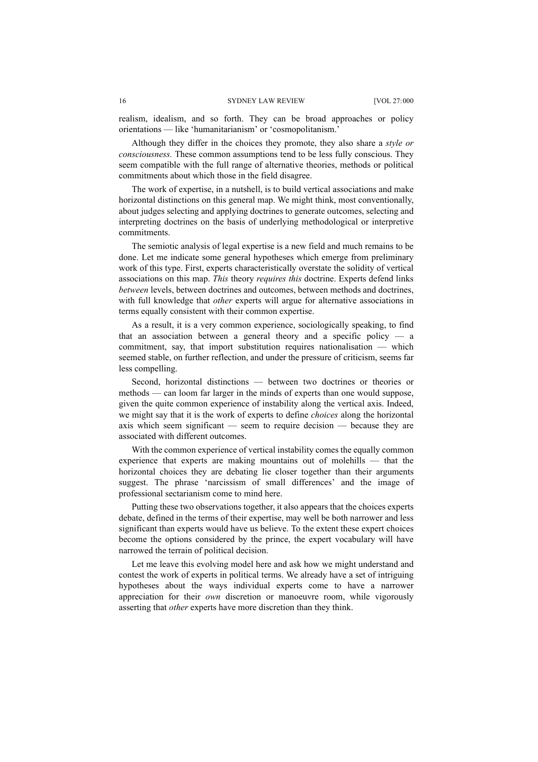realism, idealism, and so forth. They can be broad approaches or policy orientations — like 'humanitarianism' or 'cosmopolitanism.'

Although they differ in the choices they promote, they also share a *style or consciousness.* These common assumptions tend to be less fully conscious. They seem compatible with the full range of alternative theories, methods or political commitments about which those in the field disagree.

The work of expertise, in a nutshell, is to build vertical associations and make horizontal distinctions on this general map. We might think, most conventionally, about judges selecting and applying doctrines to generate outcomes, selecting and interpreting doctrines on the basis of underlying methodological or interpretive commitments.

The semiotic analysis of legal expertise is a new field and much remains to be done. Let me indicate some general hypotheses which emerge from preliminary work of this type. First, experts characteristically overstate the solidity of vertical associations on this map. *This* theory *requires this* doctrine. Experts defend links *between* levels, between doctrines and outcomes, between methods and doctrines, with full knowledge that *other* experts will argue for alternative associations in terms equally consistent with their common expertise.

As a result, it is a very common experience, sociologically speaking, to find that an association between a general theory and a specific policy — a commitment, say, that import substitution requires nationalisation — which seemed stable, on further reflection, and under the pressure of criticism, seems far less compelling.

Second, horizontal distinctions — between two doctrines or theories or methods — can loom far larger in the minds of experts than one would suppose, given the quite common experience of instability along the vertical axis. Indeed, we might say that it is the work of experts to define *choices* along the horizontal axis which seem significant — seem to require decision — because they are associated with different outcomes.

With the common experience of vertical instability comes the equally common experience that experts are making mountains out of molehills — that the horizontal choices they are debating lie closer together than their arguments suggest. The phrase 'narcissism of small differences' and the image of professional sectarianism come to mind here.

Putting these two observations together, it also appears that the choices experts debate, defined in the terms of their expertise, may well be both narrower and less significant than experts would have us believe. To the extent these expert choices become the options considered by the prince, the expert vocabulary will have narrowed the terrain of political decision.

Let me leave this evolving model here and ask how we might understand and contest the work of experts in political terms. We already have a set of intriguing hypotheses about the ways individual experts come to have a narrower appreciation for their *own* discretion or manoeuvre room, while vigorously asserting that *other* experts have more discretion than they think.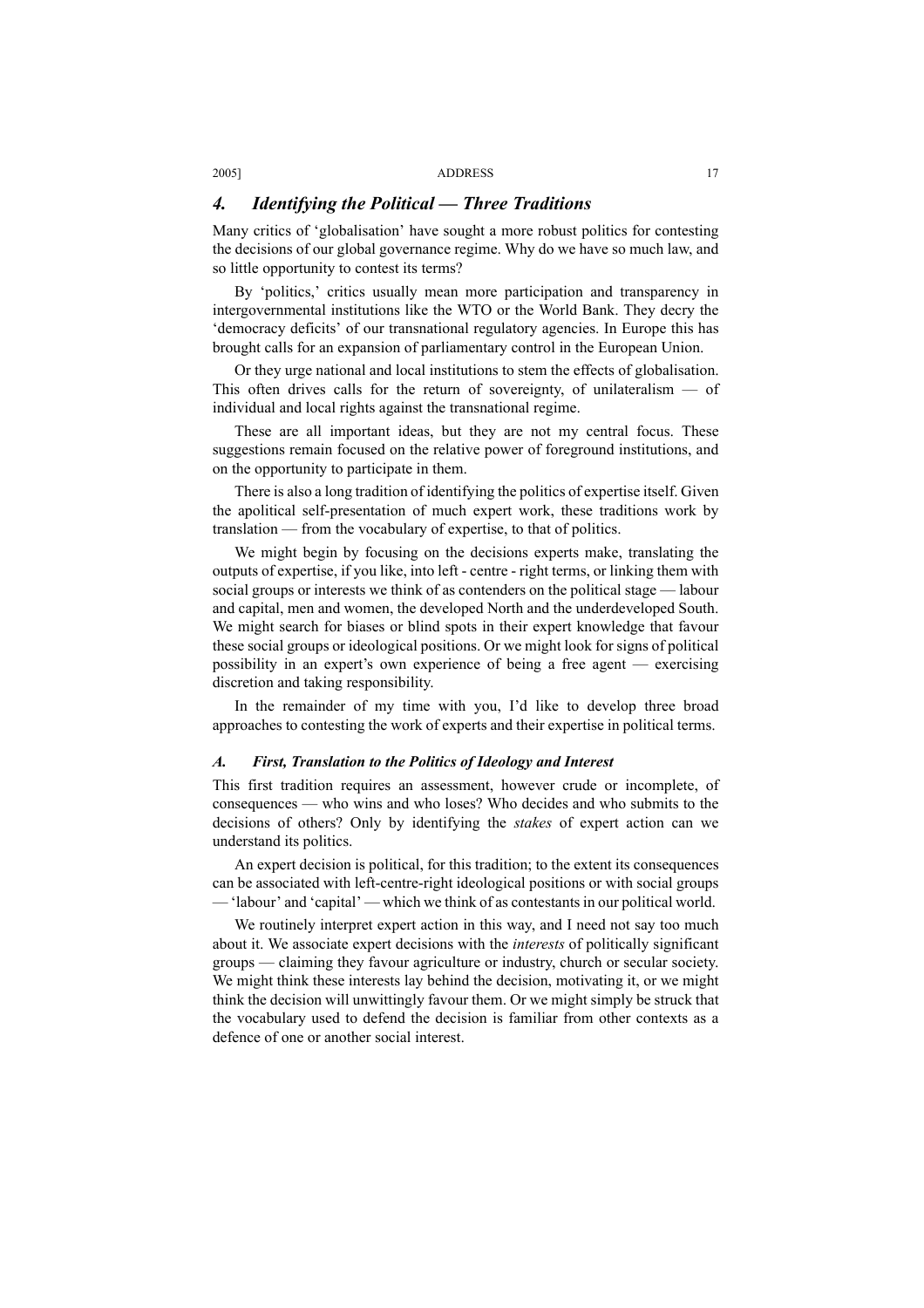## 4. *Identifying the Political — Three Traditions*

Many critics of 'globalisation' have sought a more robust politics for contesting the decisions of our global governance regime. Why do we have so much law, and so little opportunity to contest its terms?

By 'politics,' critics usually mean more participation and transparency in intergovernmental institutions like the WTO or the World Bank. They decry the 'democracy deficits' of our transnational regulatory agencies. In Europe this has brought calls for an expansion of parliamentary control in the European Union.

Or they urge national and local institutions to stem the effects of globalisation. This often drives calls for the return of sovereignty, of unilateralism — of individual and local rights against the transnational regime.

These are all important ideas, but they are not my central focus. These suggestions remain focused on the relative power of foreground institutions, and on the opportunity to participate in them.

There is also a long tradition of identifying the politics of expertise itself. Given the apolitical self-presentation of much expert work, these traditions work by translation — from the vocabulary of expertise, to that of politics.

We might begin by focusing on the decisions experts make, translating the outputs of expertise, if you like, into left - centre - right terms, or linking them with social groups or interests we think of as contenders on the political stage — labour and capital, men and women, the developed North and the underdeveloped South. We might search for biases or blind spots in their expert knowledge that favour these social groups or ideological positions. Or we might look for signs of political possibility in an expert's own experience of being a free agent — exercising discretion and taking responsibility.

In the remainder of my time with you, I'd like to develop three broad approaches to contesting the work of experts and their expertise in political terms.

### *A. First, Translation to the Politics of Ideology and Interest*

This first tradition requires an assessment, however crude or incomplete, of consequences — who wins and who loses? Who decides and who submits to the decisions of others? Only by identifying the *stakes* of expert action can we understand its politics.

An expert decision is political, for this tradition; to the extent its consequences can be associated with left-centre-right ideological positions or with social groups — 'labour' and 'capital' — which we think of as contestants in our political world.

We routinely interpret expert action in this way, and I need not say too much about it. We associate expert decisions with the *interests* of politically significant groups — claiming they favour agriculture or industry, church or secular society. We might think these interests lay behind the decision, motivating it, or we might think the decision will unwittingly favour them. Or we might simply be struck that the vocabulary used to defend the decision is familiar from other contexts as a defence of one or another social interest.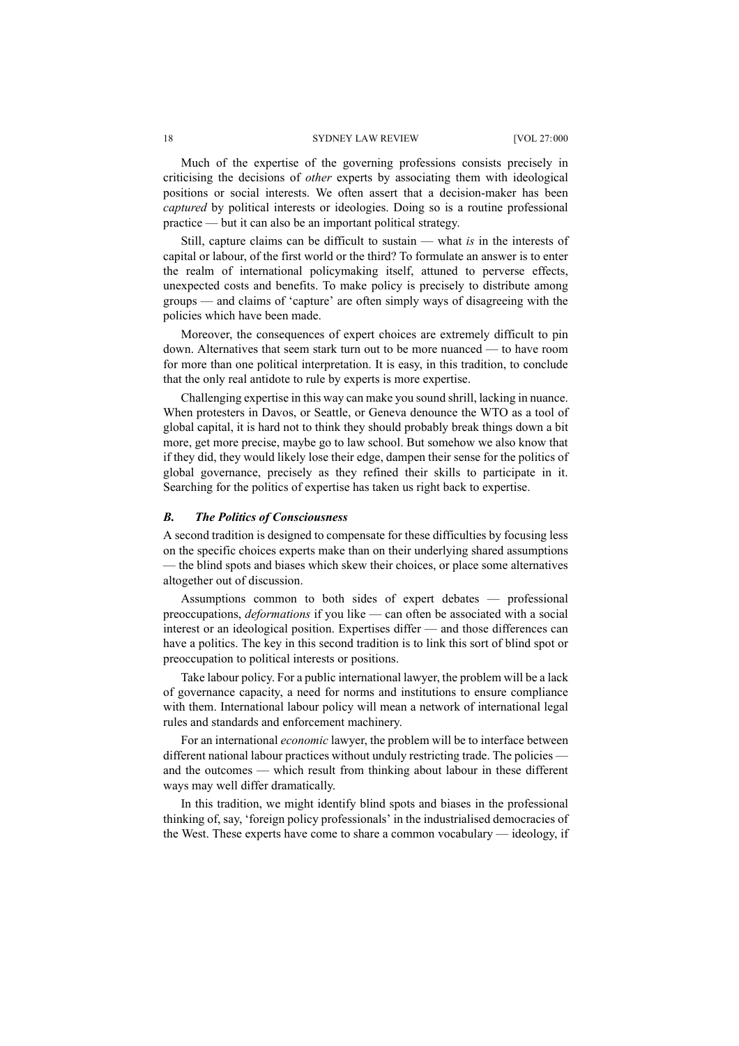Much of the expertise of the governing professions consists precisely in criticising the decisions of *other* experts by associating them with ideological positions or social interests. We often assert that a decision-maker has been *captured* by political interests or ideologies. Doing so is a routine professional practice — but it can also be an important political strategy.

Still, capture claims can be difficult to sustain — what *is* in the interests of capital or labour, of the first world or the third? To formulate an answer is to enter the realm of international policymaking itself, attuned to perverse effects, unexpected costs and benefits. To make policy is precisely to distribute among groups — and claims of 'capture' are often simply ways of disagreeing with the policies which have been made.

Moreover, the consequences of expert choices are extremely difficult to pin down. Alternatives that seem stark turn out to be more nuanced — to have room for more than one political interpretation. It is easy, in this tradition, to conclude that the only real antidote to rule by experts is more expertise.

Challenging expertise in this way can make you sound shrill, lacking in nuance. When protesters in Davos, or Seattle, or Geneva denounce the WTO as a tool of global capital, it is hard not to think they should probably break things down a bit more, get more precise, maybe go to law school. But somehow we also know that if they did, they would likely lose their edge, dampen their sense for the politics of global governance, precisely as they refined their skills to participate in it. Searching for the politics of expertise has taken us right back to expertise.

### *B. The Politics of Consciousness*

A second tradition is designed to compensate for these difficulties by focusing less on the specific choices experts make than on their underlying shared assumptions — the blind spots and biases which skew their choices, or place some alternatives altogether out of discussion.

Assumptions common to both sides of expert debates — professional preoccupations, *deformations* if you like — can often be associated with a social interest or an ideological position. Expertises differ — and those differences can have a politics. The key in this second tradition is to link this sort of blind spot or preoccupation to political interests or positions.

Take labour policy. For a public international lawyer, the problem will be a lack of governance capacity, a need for norms and institutions to ensure compliance with them. International labour policy will mean a network of international legal rules and standards and enforcement machinery.

For an international *economic* lawyer, the problem will be to interface between different national labour practices without unduly restricting trade. The policies — and the outcomes — which result from thinking about labour in these different ways may well differ dramatically.

In this tradition, we might identify blind spots and biases in the professional thinking of, say, 'foreign policy professionals' in the industrialised democracies of the West. These experts have come to share a common vocabulary — ideology, if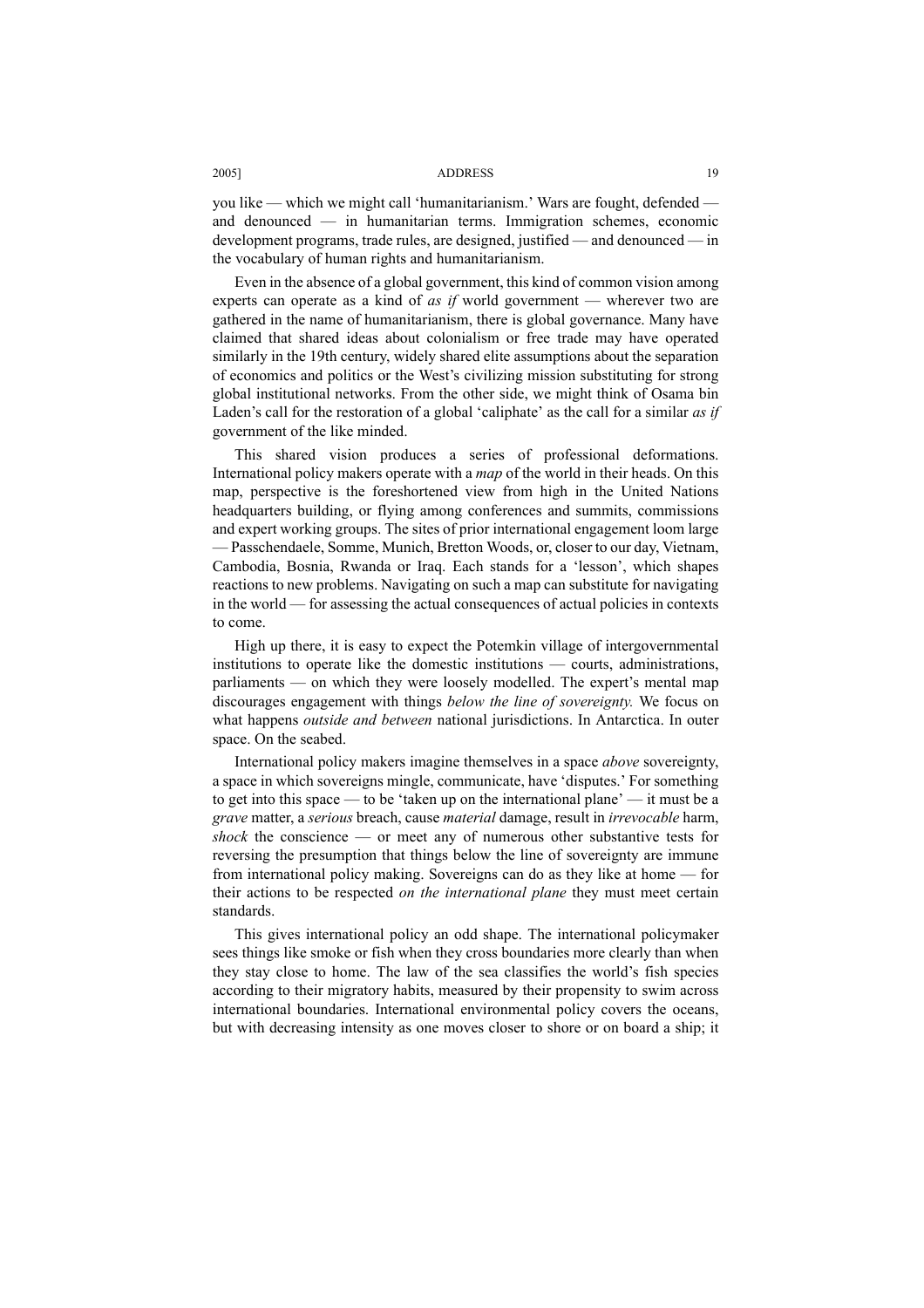you like — which we might call 'humanitarianism.' Wars are fought, defended — and denounced — in humanitarian terms. Immigration schemes, economic development programs, trade rules, are designed, justified — and denounced — in the vocabulary of human rights and humanitarianism.

Even in the absence of a global government, this kind of common vision among experts can operate as a kind of *as if* world government — wherever two are gathered in the name of humanitarianism, there is global governance. Many have claimed that shared ideas about colonialism or free trade may have operated similarly in the 19th century, widely shared elite assumptions about the separation of economics and politics or the West's civilizing mission substituting for strong global institutional networks. From the other side, we might think of Osama bin Laden's call for the restoration of a global 'caliphate' as the call for a similar *as if* government of the like minded.

This shared vision produces a series of professional deformations. International policy makers operate with a *map* of the world in their heads. On this map, perspective is the foreshortened view from high in the United Nations headquarters building, or flying among conferences and summits, commissions and expert working groups. The sites of prior international engagement loom large — Passchendaele, Somme, Munich, Bretton Woods, or, closer to our day, Vietnam, Cambodia, Bosnia, Rwanda or Iraq. Each stands for a 'lesson', which shapes reactions to new problems. Navigating on such a map can substitute for navigating in the world — for assessing the actual consequences of actual policies in contexts to come.

High up there, it is easy to expect the Potemkin village of intergovernmental institutions to operate like the domestic institutions — courts, administrations, parliaments — on which they were loosely modelled. The expert's mental map discourages engagement with things *below the line of sovereignty.* We focus on what happens *outside and between* national jurisdictions. In Antarctica. In outer space. On the seabed.

International policy makers imagine themselves in a space *above* sovereignty, a space in which sovereigns mingle, communicate, have 'disputes.' For something to get into this space — to be 'taken up on the international plane' — it must be a *grave* matter, a *serious* breach, cause *material* damage, result in *irrevocable* harm, *shock* the conscience — or meet any of numerous other substantive tests for reversing the presumption that things below the line of sovereignty are immune from international policy making. Sovereigns can do as they like at home — for their actions to be respected *on the international plane* they must meet certain standards.

This gives international policy an odd shape. The international policymaker sees things like smoke or fish when they cross boundaries more clearly than when they stay close to home. The law of the sea classifies the world's fish species according to their migratory habits, measured by their propensity to swim across international boundaries. International environmental policy covers the oceans, but with decreasing intensity as one moves closer to shore or on board a ship; it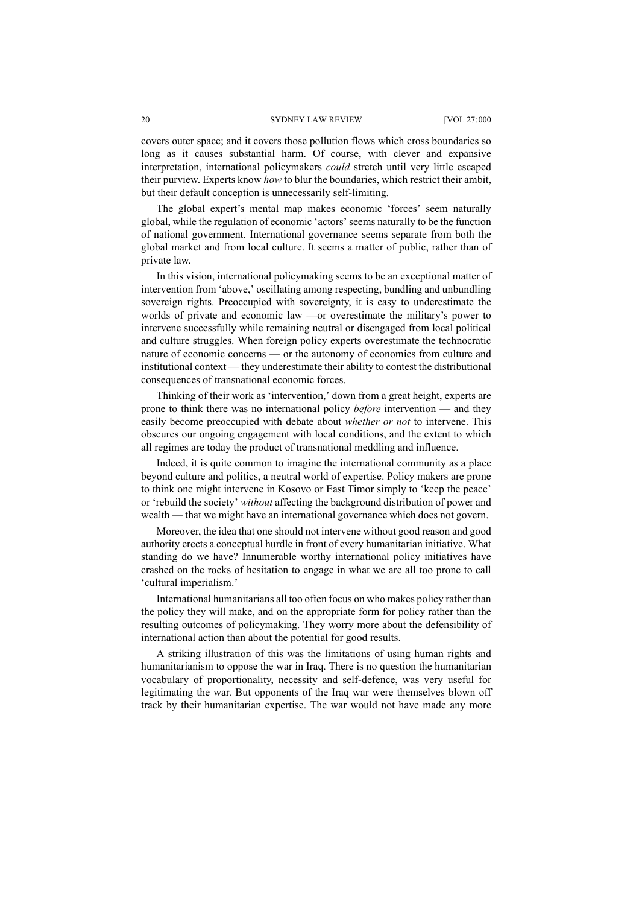covers outer space; and it covers those pollution flows which cross boundaries so long as it causes substantial harm. Of course, with clever and expansive interpretation, international policymakers *could* stretch until very little escaped their purview. Experts know *how* to blur the boundaries, which restrict their ambit, but their default conception is unnecessarily self-limiting.

The global expert's mental map makes economic 'forces' seem naturally global, while the regulation of economic 'actors' seems naturally to be the function of national government. International governance seems separate from both the global market and from local culture. It seems a matter of public, rather than of private law.

In this vision, international policymaking seems to be an exceptional matter of intervention from 'above,' oscillating among respecting, bundling and unbundling sovereign rights. Preoccupied with sovereignty, it is easy to underestimate the worlds of private and economic law —or overestimate the military's power to intervene successfully while remaining neutral or disengaged from local political and culture struggles. When foreign policy experts overestimate the technocratic nature of economic concerns — or the autonomy of economics from culture and institutional context — they underestimate their ability to contest the distributional consequences of transnational economic forces.

Thinking of their work as 'intervention,' down from a great height, experts are prone to think there was no international policy *before* intervention — and they easily become preoccupied with debate about *whether or not* to intervene. This obscures our ongoing engagement with local conditions, and the extent to which all regimes are today the product of transnational meddling and influence.

Indeed, it is quite common to imagine the international community as a place beyond culture and politics, a neutral world of expertise. Policy makers are prone to think one might intervene in Kosovo or East Timor simply to 'keep the peace' or 'rebuild the society' *without* affecting the background distribution of power and wealth — that we might have an international governance which does not govern.

Moreover, the idea that one should not intervene without good reason and good authority erects a conceptual hurdle in front of every humanitarian initiative. What standing do we have? Innumerable worthy international policy initiatives have crashed on the rocks of hesitation to engage in what we are all too prone to call 'cultural imperialism.'

International humanitarians all too often focus on who makes policy rather than the policy they will make, and on the appropriate form for policy rather than the resulting outcomes of policymaking. They worry more about the defensibility of international action than about the potential for good results.

A striking illustration of this was the limitations of using human rights and humanitarianism to oppose the war in Iraq. There is no question the humanitarian vocabulary of proportionality, necessity and self-defence, was very useful for legitimating the war. But opponents of the Iraq war were themselves blown off track by their humanitarian expertise. The war would not have made any more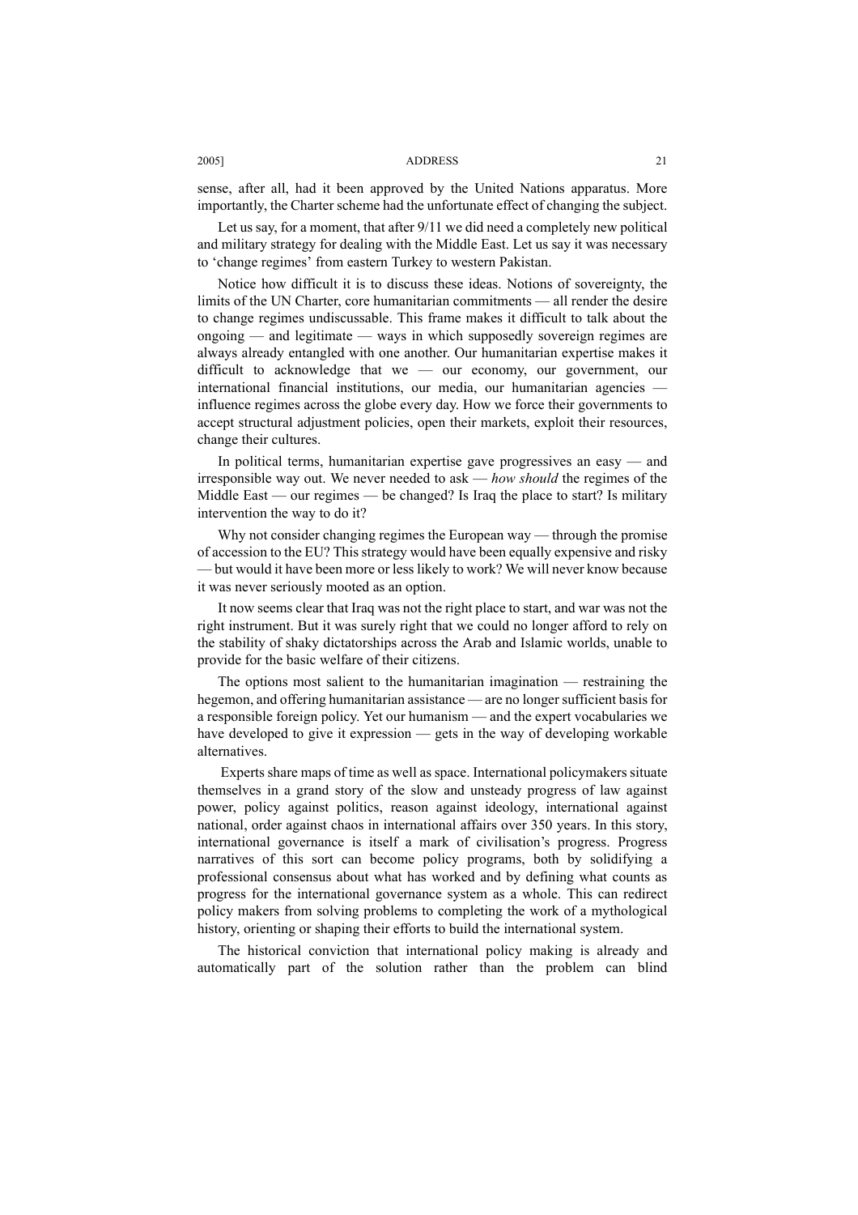sense, after all, had it been approved by the United Nations apparatus. More importantly, the Charter scheme had the unfortunate effect of changing the subject.

Let us say, for a moment, that after 9/11 we did need a completely new political and military strategy for dealing with the Middle East. Let us say it was necessary to 'change regimes' from eastern Turkey to western Pakistan.

Notice how difficult it is to discuss these ideas. Notions of sovereignty, the limits of the UN Charter, core humanitarian commitments — all render the desire to change regimes undiscussable. This frame makes it difficult to talk about the ongoing — and legitimate — ways in which supposedly sovereign regimes are always already entangled with one another. Our humanitarian expertise makes it difficult to acknowledge that we — our economy, our government, our international financial institutions, our media, our humanitarian agencies — influence regimes across the globe every day. How we force their governments to accept structural adjustment policies, open their markets, exploit their resources, change their cultures.

In political terms, humanitarian expertise gave progressives an easy — and irresponsible way out. We never needed to ask — *how should* the regimes of the Middle East — our regimes — be changed? Is Iraq the place to start? Is military intervention the way to do it?

Why not consider changing regimes the European way — through the promise of accession to the EU? This strategy would have been equally expensive and risky — but would it have been more or less likely to work? We will never know because it was never seriously mooted as an option.

It now seems clear that Iraq was not the right place to start, and war was not the right instrument. But it was surely right that we could no longer afford to rely on the stability of shaky dictatorships across the Arab and Islamic worlds, unable to provide for the basic welfare of their citizens.

The options most salient to the humanitarian imagination — restraining the hegemon, and offering humanitarian assistance — are no longer sufficient basis for a responsible foreign policy. Yet our humanism — and the expert vocabularies we have developed to give it expression — gets in the way of developing workable alternatives.

Experts share maps of time as well as space. International policymakers situate themselves in a grand story of the slow and unsteady progress of law against power, policy against politics, reason against ideology, international against national, order against chaos in international affairs over 350 years. In this story, international governance is itself a mark of civilisation's progress. Progress narratives of this sort can become policy programs, both by solidifying a professional consensus about what has worked and by defining what counts as progress for the international governance system as a whole. This can redirect policy makers from solving problems to completing the work of a mythological history, orienting or shaping their efforts to build the international system.

The historical conviction that international policy making is already and automatically part of the solution rather than the problem can blind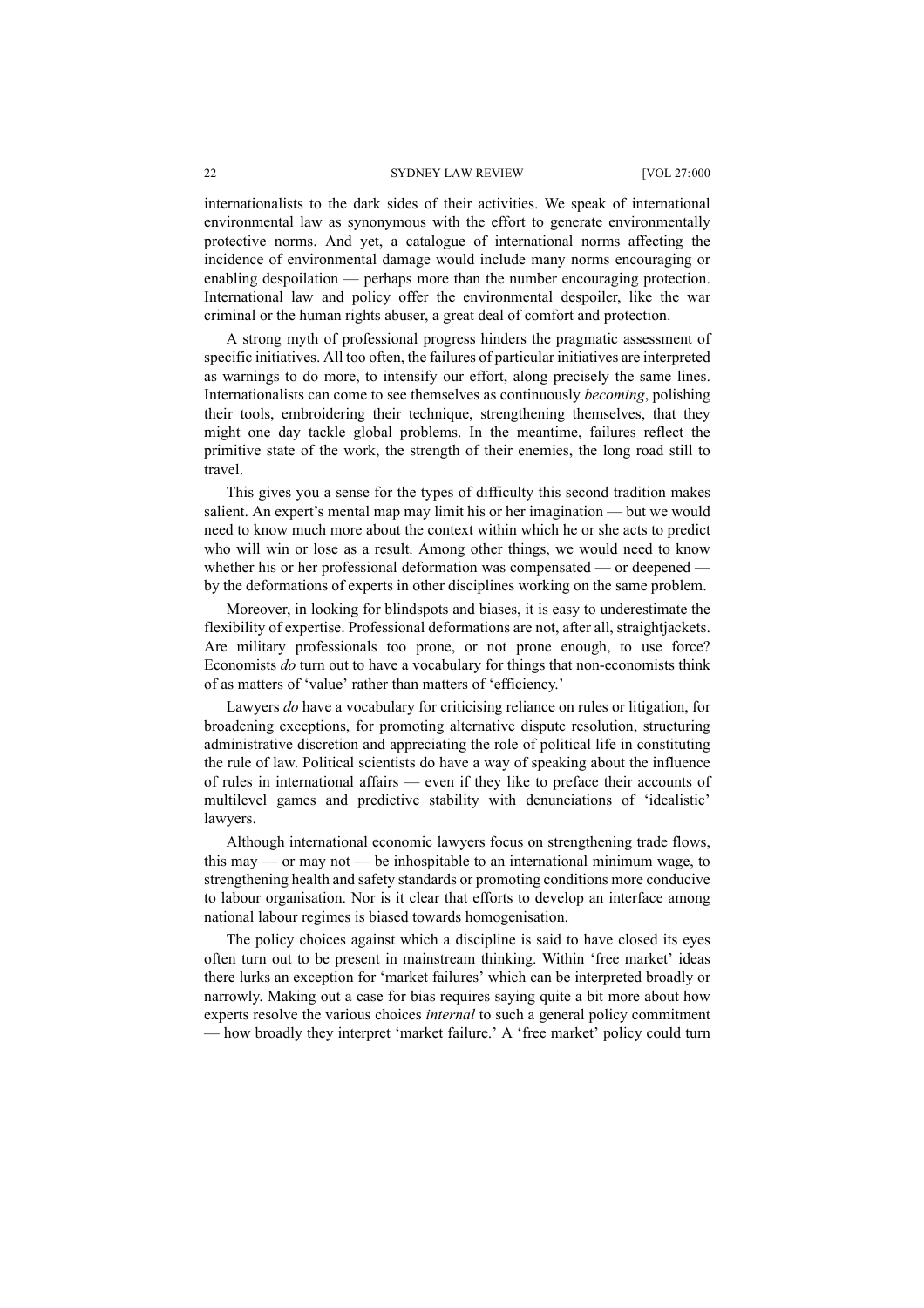internationalists to the dark sides of their activities. We speak of international environmental law as synonymous with the effort to generate environmentally protective norms. And yet, a catalogue of international norms affecting the incidence of environmental damage would include many norms encouraging or enabling despoilation — perhaps more than the number encouraging protection. International law and policy offer the environmental despoiler, like the war criminal or the human rights abuser, a great deal of comfort and protection.

A strong myth of professional progress hinders the pragmatic assessment of specific initiatives. All too often, the failures of particular initiatives are interpreted as warnings to do more, to intensify our effort, along precisely the same lines. Internationalists can come to see themselves as continuously *becoming*, polishing their tools, embroidering their technique, strengthening themselves, that they might one day tackle global problems. In the meantime, failures reflect the primitive state of the work, the strength of their enemies, the long road still to travel.

This gives you a sense for the types of difficulty this second tradition makes salient. An expert's mental map may limit his or her imagination — but we would need to know much more about the context within which he or she acts to predict who will win or lose as a result. Among other things, we would need to know whether his or her professional deformation was compensated — or deepened — by the deformations of experts in other disciplines working on the same problem.

Moreover, in looking for blindspots and biases, it is easy to underestimate the flexibility of expertise. Professional deformations are not, after all, straightjackets. Are military professionals too prone, or not prone enough, to use force? Economists *do* turn out to have a vocabulary for things that non-economists think of as matters of 'value' rather than matters of 'efficiency.'

Lawyers *do* have a vocabulary for criticising reliance on rules or litigation, for broadening exceptions, for promoting alternative dispute resolution, structuring administrative discretion and appreciating the role of political life in constituting the rule of law. Political scientists do have a way of speaking about the influence of rules in international affairs — even if they like to preface their accounts of multilevel games and predictive stability with denunciations of 'idealistic' lawyers.

Although international economic lawyers focus on strengthening trade flows, this may — or may not — be inhospitable to an international minimum wage, to strengthening health and safety standards or promoting conditions more conducive to labour organisation. Nor is it clear that efforts to develop an interface among national labour regimes is biased towards homogenisation.

The policy choices against which a discipline is said to have closed its eyes often turn out to be present in mainstream thinking. Within 'free market' ideas there lurks an exception for 'market failures' which can be interpreted broadly or narrowly. Making out a case for bias requires saying quite a bit more about how experts resolve the various choices *internal* to such a general policy commitment — how broadly they interpret 'market failure.' A 'free market' policy could turn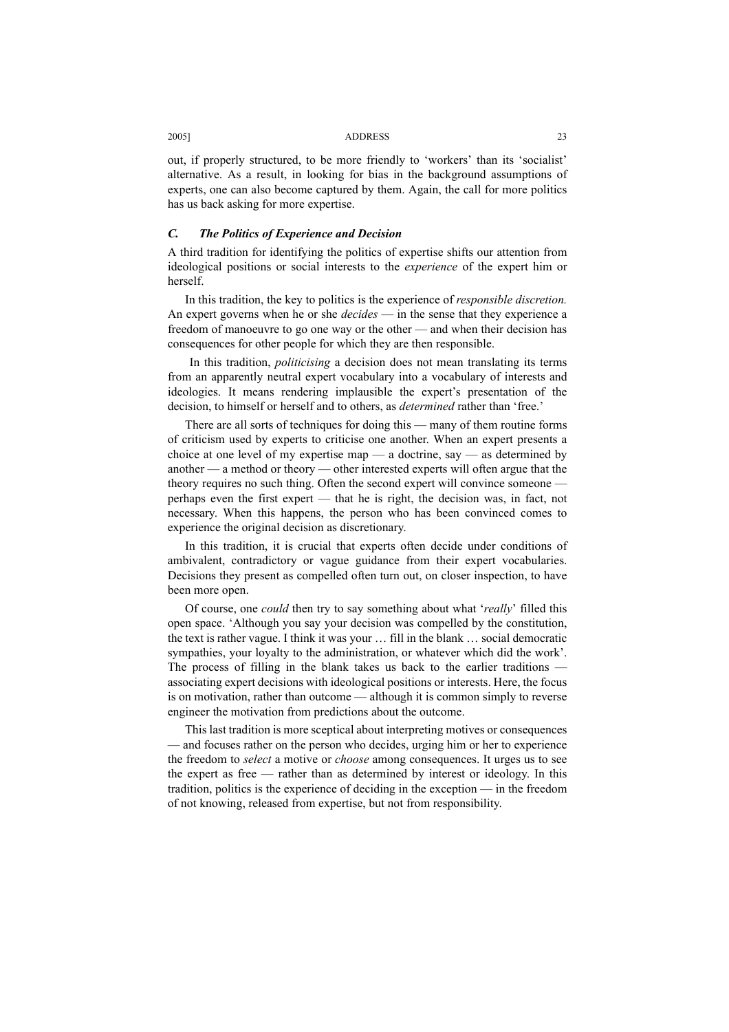out, if properly structured, to be more friendly to 'workers' than its 'socialist' alternative. As a result, in looking for bias in the background assumptions of experts, one can also become captured by them. Again, the call for more politics has us back asking for more expertise.

### *C. The Politics of Experience and Decision*

A third tradition for identifying the politics of expertise shifts our attention from ideological positions or social interests to the *experience* of the expert him or herself.

In this tradition, the key to politics is the experience of *responsible discretion.* An expert governs when he or she *decides* — in the sense that they experience a freedom of manoeuvre to go one way or the other — and when their decision has consequences for other people for which they are then responsible.

In this tradition, *politicising* a decision does not mean translating its terms from an apparently neutral expert vocabulary into a vocabulary of interests and ideologies. It means rendering implausible the expert's presentation of the decision, to himself or herself and to others, as *determined* rather than 'free.'

There are all sorts of techniques for doing this — many of them routine forms of criticism used by experts to criticise one another. When an expert presents a choice at one level of my expertise map — a doctrine, say — as determined by another — a method or theory — other interested experts will often argue that the theory requires no such thing. Often the second expert will convince someone — perhaps even the first expert — that he is right, the decision was, in fact, not necessary. When this happens, the person who has been convinced comes to experience the original decision as discretionary.

In this tradition, it is crucial that experts often decide under conditions of ambivalent, contradictory or vague guidance from their expert vocabularies. Decisions they present as compelled often turn out, on closer inspection, to have been more open.

Of course, one *could* then try to say something about what '*really*' filled this open space. 'Although you say your decision was compelled by the constitution, the text is rather vague. I think it was your … fill in the blank … social democratic sympathies, your loyalty to the administration, or whatever which did the work'. The process of filling in the blank takes us back to the earlier traditions — associating expert decisions with ideological positions or interests. Here, the focus is on motivation, rather than outcome — although it is common simply to reverse engineer the motivation from predictions about the outcome.

This last tradition is more sceptical about interpreting motives or consequences — and focuses rather on the person who decides, urging him or her to experience the freedom to *select* a motive or *choose* among consequences. It urges us to see the expert as free — rather than as determined by interest or ideology. In this tradition, politics is the experience of deciding in the exception — in the freedom of not knowing, released from expertise, but not from responsibility.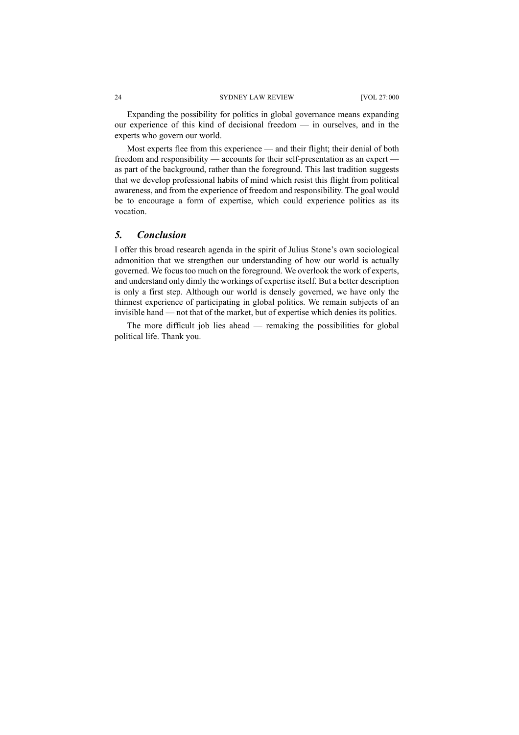Expanding the possibility for politics in global governance means expanding our experience of this kind of decisional freedom — in ourselves, and in the experts who govern our world.

Most experts flee from this experience — and their flight; their denial of both freedom and responsibility — accounts for their self-presentation as an expert — as part of the background, rather than the foreground. This last tradition suggests that we develop professional habits of mind which resist this flight from political awareness, and from the experience of freedom and responsibility. The goal would be to encourage a form of expertise, which could experience politics as its vocation.

## *5. Conclusion*

I offer this broad research agenda in the spirit of Julius Stone's own sociological admonition that we strengthen our understanding of how our world is actually governed. We focus too much on the foreground. We overlook the work of experts, and understand only dimly the workings of expertise itself. But a better description is only a first step. Although our world is densely governed, we have only the thinnest experience of participating in global politics. We remain subjects of an invisible hand — not that of the market, but of expertise which denies its politics.

The more difficult job lies ahead — remaking the possibilities for global political life. Thank you.